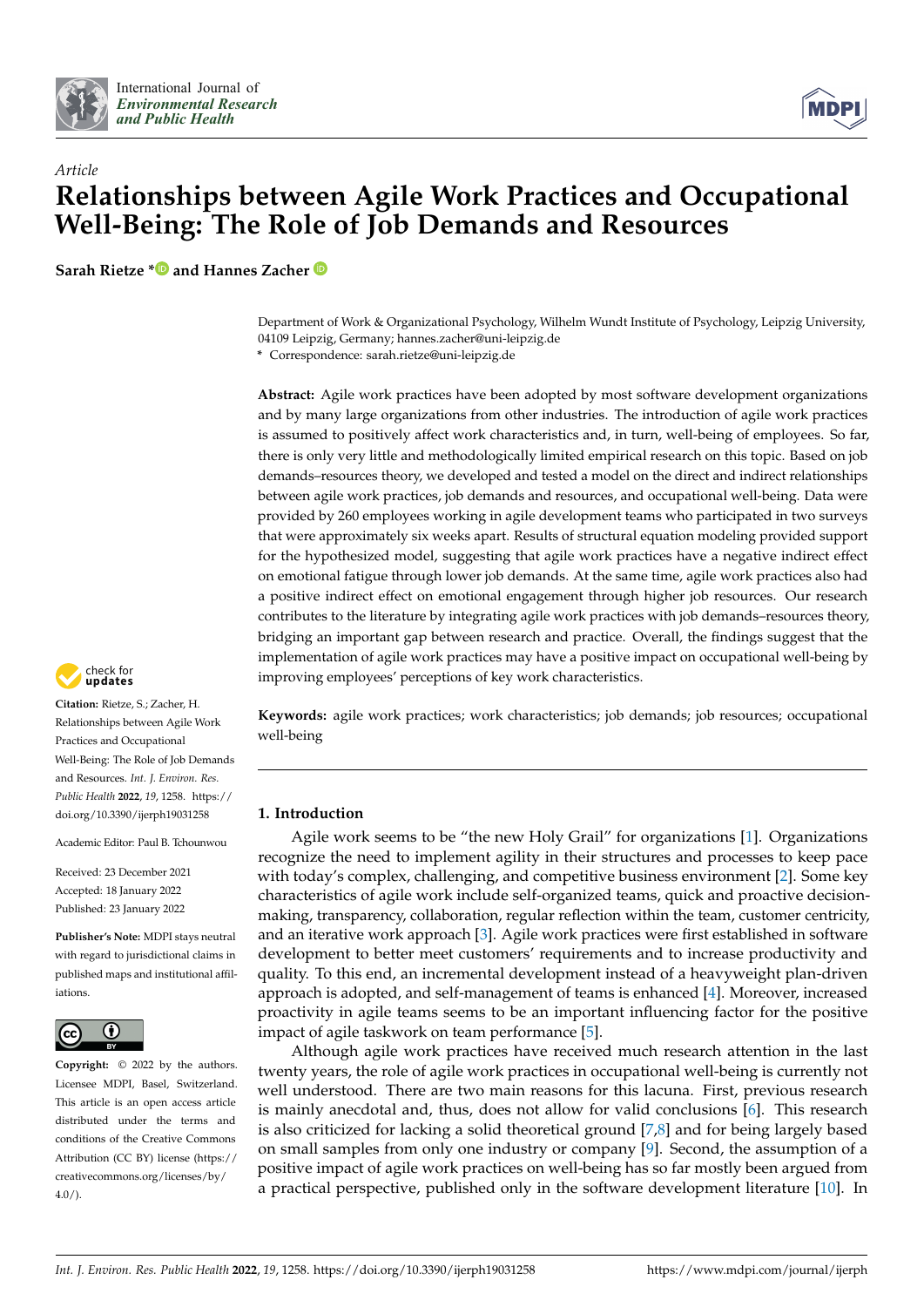*Article*

# Relationships between Agile Work Practices and Occupational Well-Being: The Role of Job Demands and Resources

**Sarah Rietze * and Hannes Zacher**

Department of Work & Organizational Psychology, Wilhelm Wundt Institute of Psychology, Leipzig University, 04109 Leipzig, Germany; hannes.zacher@uni-leipzig.de

\* Correspondence: sarah.rietze@uni-leipzig.de

**Abstract:** Agile work practices have been adopted by most software development organizations and by many large organizations from other industries. The introduction of agile work practices is assumed to positively affect work characteristics and, in turn, well-being of employees. So far, there is only very little and methodologically limited empirical research on this topic. Based on job demands–resources theory, we developed and tested a model on the direct and indirect relationships between agile work practices, job demands and resources, and occupational well-being. Data were provided by 260 employees working in agile development teams who participated in two surveys that were approximately six weeks apart. Results of structural equation modeling provided support for the hypothesized model, suggesting that agile work practices have a negative indirect effect on emotional fatigue through lower job demands. At the same time, agile work practices also had a positive indirect effect on emotional engagement through higher job resources. Our research contributes to the literature by integrating agile work practices with job demands–resources theory, bridging an important gap between research and practice. Overall, the findings suggest that the implementation of agile work practices may have a positive impact on occupational well-being by improving employees' perceptions of key work characteristics.

**Keywords:** agile work practices; work characteristics; job demands; job resources; occupational well-being

**Citation:** Rietze, S.; Zacher, H. Relationships between Agile Work Practices and Occupational Well-Being: The Role of Job Demands and Resources. *Int. J. Environ. Res. Public Health* **2022**, *19*, 1258. https://doi.org/10.3390/ijerph19031258

Academic Editor: Paul B. Tchounwou

Received: 23 December 2021
Accepted: 18 January 2022
Published: 23 January 2022

**Publisher's Note:** MDPI stays neutral with regard to jurisdictional claims in published maps and institutional affiliations.

**Copyright:** © 2022 by the authors. Licensee MDPI, Basel, Switzerland. This article is an open access article distributed under the terms and conditions of the Creative Commons Attribution (CC BY) license (https://creativecommons.org/licenses/by/4.0/).

## 1. Introduction

Agile work seems to be "the new Holy Grail" for organizations [1]. Organizations recognize the need to implement agility in their structures and processes to keep pace with today's complex, challenging, and competitive business environment [2]. Some key characteristics of agile work include self-organized teams, quick and proactive decision-making, transparency, collaboration, regular reflection within the team, customer centricity, and an iterative work approach [3]. Agile work practices were first established in software development to better meet customers' requirements and to increase productivity and quality. To this end, an incremental development instead of a heavyweight plan-driven approach is adopted, and self-management of teams is enhanced [4]. Moreover, increased proactivity in agile teams seems to be an important influencing factor for the positive impact of agile taskwork on team performance [5].

Although agile work practices have received much research attention in the last twenty years, the role of agile work practices in occupational well-being is currently not well understood. There are two main reasons for this lacuna. First, previous research is mainly anecdotal and, thus, does not allow for valid conclusions [6]. This research is also criticized for lacking a solid theoretical ground [7,8] and for being largely based on small samples from only one industry or company [9]. Second, the assumption of a positive impact of agile work practices on well-being has so far mostly been argued from a practical perspective, published only in the software development literature [10]. In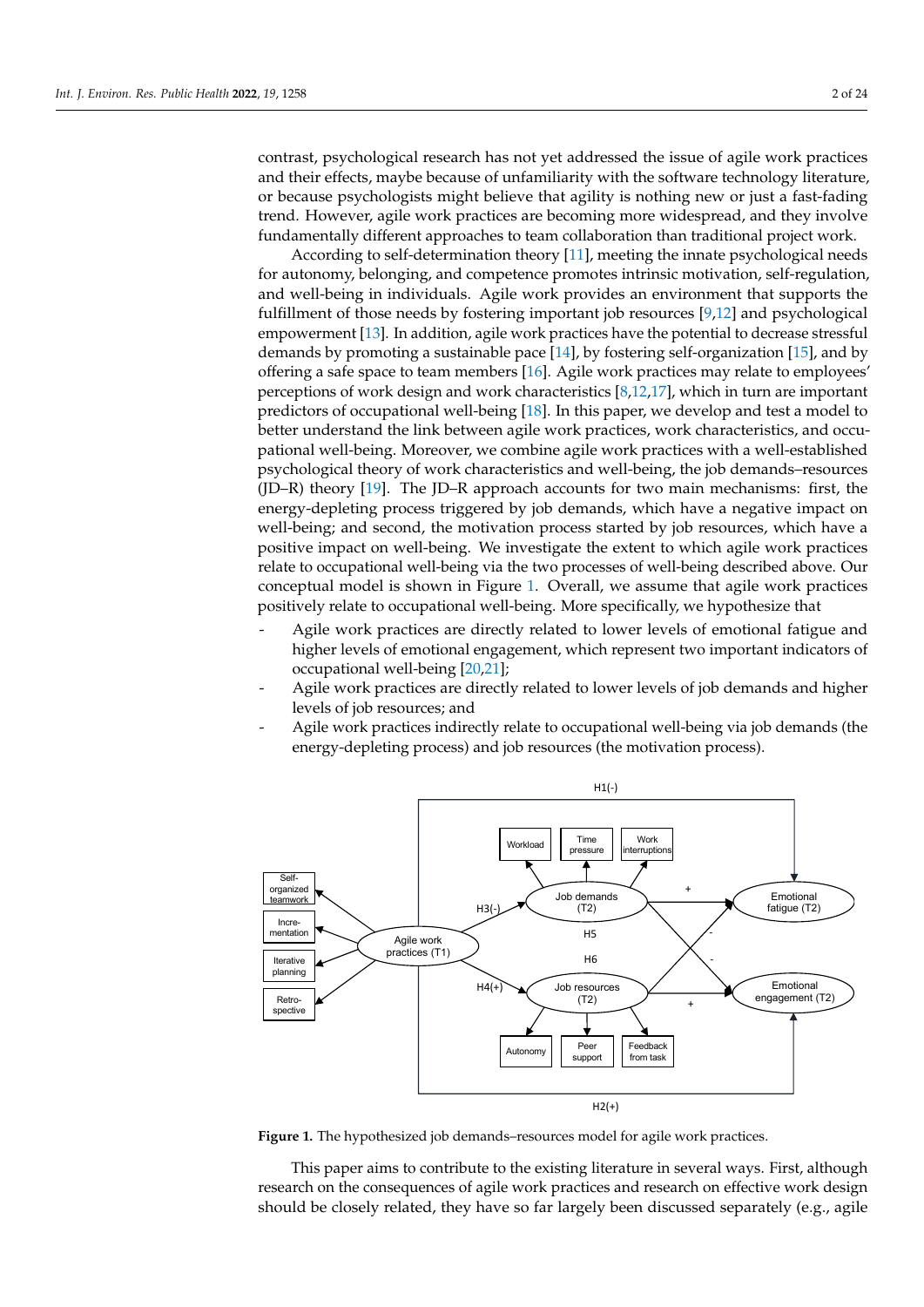contrast, psychological research has not yet addressed the issue of agile work practices and their effects, maybe because of unfamiliarity with the software technology literature, or because psychologists might believe that agility is nothing new or just a fast-fading trend. However, agile work practices are becoming more widespread, and they involve fundamentally different approaches to team collaboration than traditional project work.

According to self-determination theory [11], meeting the innate psychological needs for autonomy, belonging, and competence promotes intrinsic motivation, self-regulation, and well-being in individuals. Agile work provides an environment that supports the fulfillment of those needs by fostering important job resources [9,12] and psychological empowerment [13]. In addition, agile work practices have the potential to decrease stressful demands by promoting a sustainable pace [14], by fostering self-organization [15], and by offering a safe space to team members [16]. Agile work practices may relate to employees' perceptions of work design and work characteristics [8,12,17], which in turn are important predictors of occupational well-being [18]. In this paper, we develop and test a model to better understand the link between agile work practices, work characteristics, and occupational well-being. Moreover, we combine agile work practices with a well-established psychological theory of work characteristics and well-being, the job demands–resources (JD–R) theory [19]. The JD–R approach accounts for two main mechanisms: first, the energy-depleting process triggered by job demands, which have a negative impact on well-being; and second, the motivation process started by job resources, which have a positive impact on well-being. We investigate the extent to which agile work practices relate to occupational well-being via the two processes of well-being described above. Our conceptual model is shown in Figure 1. Overall, we assume that agile work practices positively relate to occupational well-being. More specifically, we hypothesize that

- Agile work practices are directly related to lower levels of emotional fatigue and higher levels of emotional engagement, which represent two important indicators of occupational well-being [20,21];
- Agile work practices are directly related to lower levels of job demands and higher levels of job resources; and
- Agile work practices indirectly relate to occupational well-being via job demands (the energy-depleting process) and job resources (the motivation process).

**Figure 1.** The hypothesized job demands–resources model for agile work practices.

This paper aims to contribute to the existing literature in several ways. First, although research on the consequences of agile work practices and research on effective work design should be closely related, they have so far largely been discussed separately (e.g., agile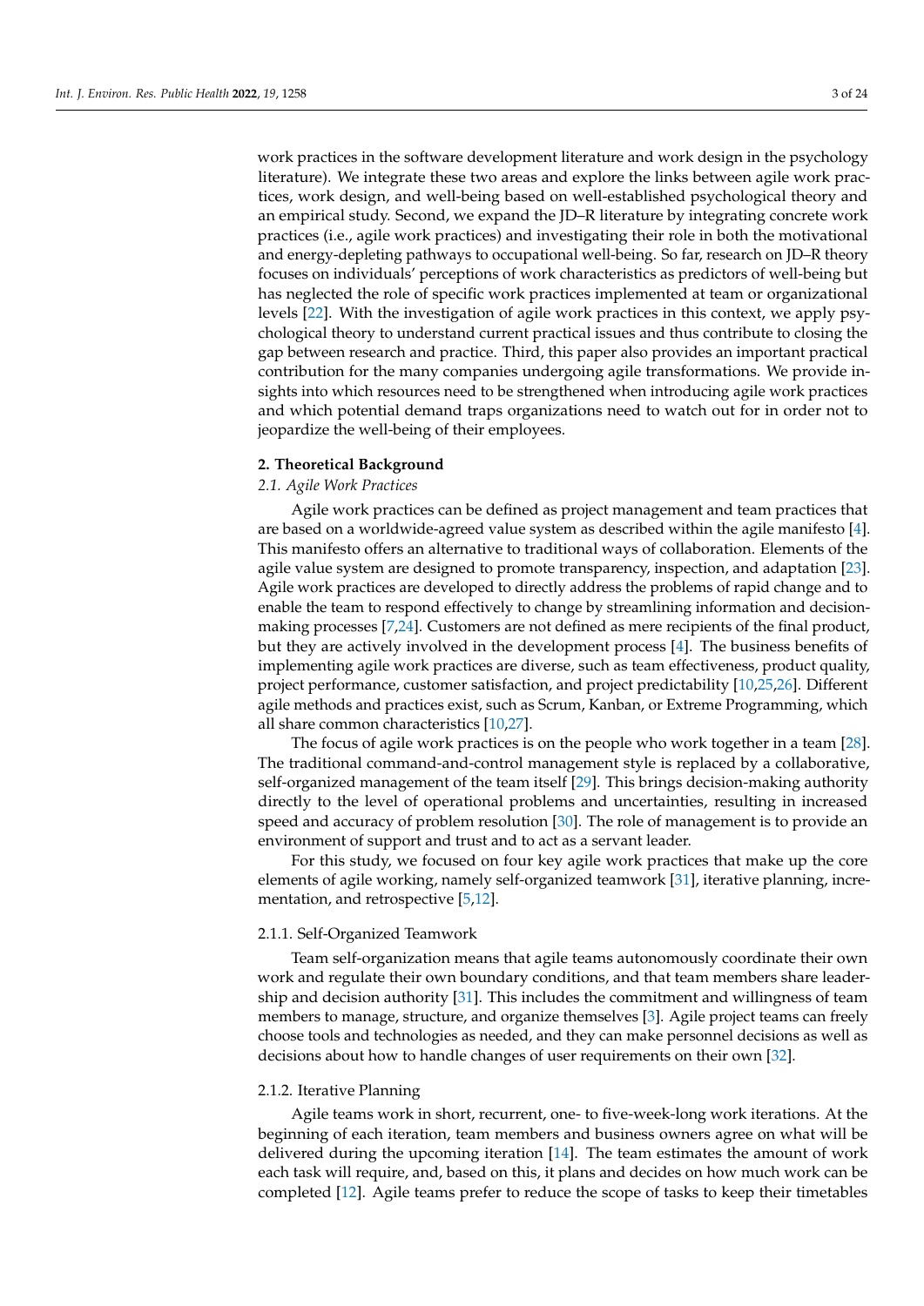work practices in the software development literature and work design in the psychology literature). We integrate these two areas and explore the links between agile work practices, work design, and well-being based on well-established psychological theory and an empirical study. Second, we expand the JD–R literature by integrating concrete work practices (i.e., agile work practices) and investigating their role in both the motivational and energy-depleting pathways to occupational well-being. So far, research on JD–R theory focuses on individuals' perceptions of work characteristics as predictors of well-being but has neglected the role of specific work practices implemented at team or organizational levels [22]. With the investigation of agile work practices in this context, we apply psychological theory to understand current practical issues and thus contribute to closing the gap between research and practice. Third, this paper also provides an important practical contribution for the many companies undergoing agile transformations. We provide insights into which resources need to be strengthened when introducing agile work practices and which potential demand traps organizations need to watch out for in order not to jeopardize the well-being of their employees.

## 2. Theoretical Background

### 2.1. Agile Work Practices

Agile work practices can be defined as project management and team practices that are based on a worldwide-agreed value system as described within the agile manifesto [4]. This manifesto offers an alternative to traditional ways of collaboration. Elements of the agile value system are designed to promote transparency, inspection, and adaptation [23]. Agile work practices are developed to directly address the problems of rapid change and to enable the team to respond effectively to change by streamlining information and decision-making processes [7,24]. Customers are not defined as mere recipients of the final product, but they are actively involved in the development process [4]. The business benefits of implementing agile work practices are diverse, such as team effectiveness, product quality, project performance, customer satisfaction, and project predictability [10,25,26]. Different agile methods and practices exist, such as Scrum, Kanban, or Extreme Programming, which all share common characteristics [10,27].

The focus of agile work practices is on the people who work together in a team [28]. The traditional command-and-control management style is replaced by a collaborative, self-organized management of the team itself [29]. This brings decision-making authority directly to the level of operational problems and uncertainties, resulting in increased speed and accuracy of problem resolution [30]. The role of management is to provide an environment of support and trust and to act as a servant leader.

For this study, we focused on four key agile work practices that make up the core elements of agile working, namely self-organized teamwork [31], iterative planning, incrementation, and retrospective [5,12].

#### 2.1.1. Self-Organized Teamwork

Team self-organization means that agile teams autonomously coordinate their own work and regulate their own boundary conditions, and that team members share leadership and decision authority [31]. This includes the commitment and willingness of team members to manage, structure, and organize themselves [3]. Agile project teams can freely choose tools and technologies as needed, and they can make personnel decisions as well as decisions about how to handle changes of user requirements on their own [32].

#### 2.1.2. Iterative Planning

Agile teams work in short, recurrent, one- to five-week-long work iterations. At the beginning of each iteration, team members and business owners agree on what will be delivered during the upcoming iteration [14]. The team estimates the amount of work each task will require, and, based on this, it plans and decides on how much work can be completed [12]. Agile teams prefer to reduce the scope of tasks to keep their timetables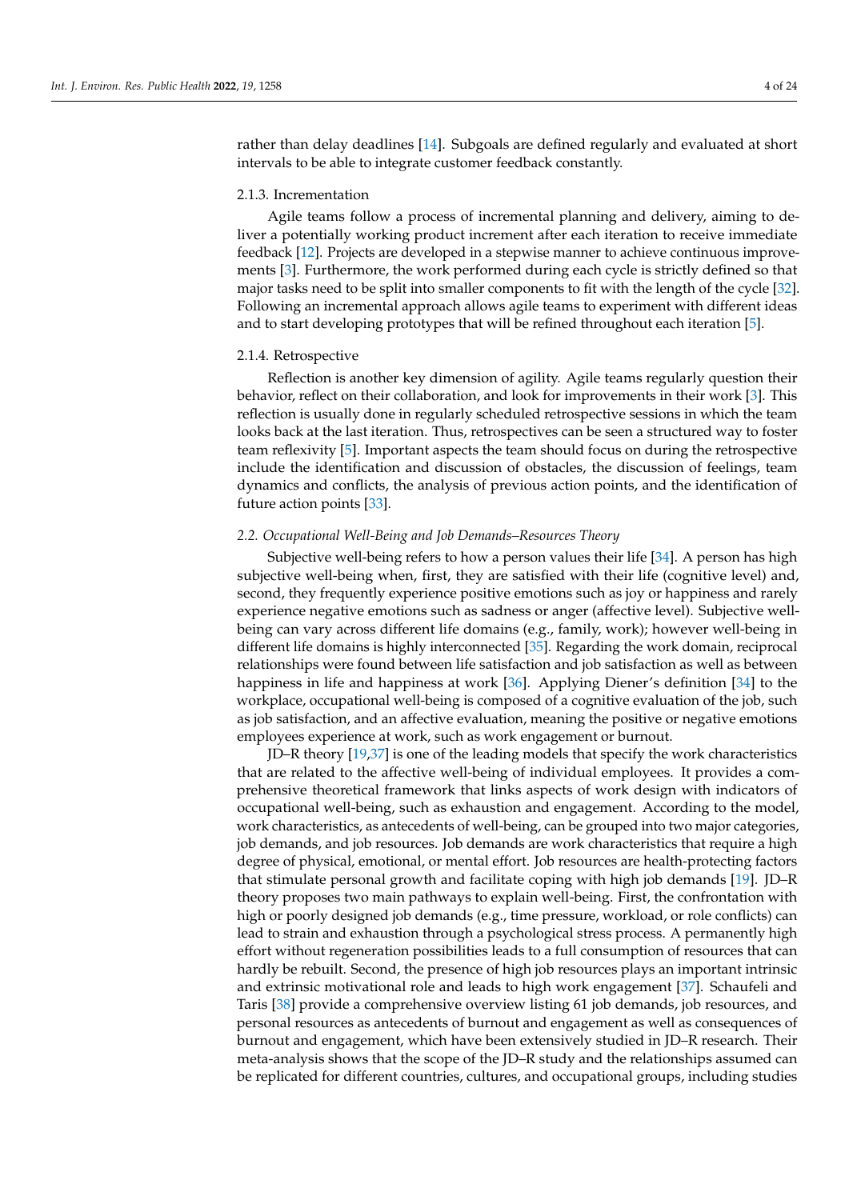rather than delay deadlines [14]. Subgoals are defined regularly and evaluated at short intervals to be able to integrate customer feedback constantly.

#### 2.1.3. Incrementation

Agile teams follow a process of incremental planning and delivery, aiming to deliver a potentially working product increment after each iteration to receive immediate feedback [12]. Projects are developed in a stepwise manner to achieve continuous improvements [3]. Furthermore, the work performed during each cycle is strictly defined so that major tasks need to be split into smaller components to fit with the length of the cycle [32]. Following an incremental approach allows agile teams to experiment with different ideas and to start developing prototypes that will be refined throughout each iteration [5].

#### 2.1.4. Retrospective

Reflection is another key dimension of agility. Agile teams regularly question their behavior, reflect on their collaboration, and look for improvements in their work [3]. This reflection is usually done in regularly scheduled retrospective sessions in which the team looks back at the last iteration. Thus, retrospectives can be seen a structured way to foster team reflexivity [5]. Important aspects the team should focus on during the retrospective include the identification and discussion of obstacles, the discussion of feelings, team dynamics and conflicts, the analysis of previous action points, and the identification of future action points [33].

### *2.2. Occupational Well-Being and Job Demands–Resources Theory*

Subjective well-being refers to how a person values their life [34]. A person has high subjective well-being when, first, they are satisfied with their life (cognitive level) and, second, they frequently experience positive emotions such as joy or happiness and rarely experience negative emotions such as sadness or anger (affective level). Subjective well-being can vary across different life domains (e.g., family, work); however well-being in different life domains is highly interconnected [35]. Regarding the work domain, reciprocal relationships were found between life satisfaction and job satisfaction as well as between happiness in life and happiness at work [36]. Applying Diener's definition [34] to the workplace, occupational well-being is composed of a cognitive evaluation of the job, such as job satisfaction, and an affective evaluation, meaning the positive or negative emotions employees experience at work, such as work engagement or burnout.

JD–R theory [19,37] is one of the leading models that specify the work characteristics that are related to the affective well-being of individual employees. It provides a comprehensive theoretical framework that links aspects of work design with indicators of occupational well-being, such as exhaustion and engagement. According to the model, work characteristics, as antecedents of well-being, can be grouped into two major categories, job demands, and job resources. Job demands are work characteristics that require a high degree of physical, emotional, or mental effort. Job resources are health-protecting factors that stimulate personal growth and facilitate coping with high job demands [19]. JD–R theory proposes two main pathways to explain well-being. First, the confrontation with high or poorly designed job demands (e.g., time pressure, workload, or role conflicts) can lead to strain and exhaustion through a psychological stress process. A permanently high effort without regeneration possibilities leads to a full consumption of resources that can hardly be rebuilt. Second, the presence of high job resources plays an important intrinsic and extrinsic motivational role and leads to high work engagement [37]. Schaufeli and Taris [38] provide a comprehensive overview listing 61 job demands, job resources, and personal resources as antecedents of burnout and engagement as well as consequences of burnout and engagement, which have been extensively studied in JD–R research. Their meta-analysis shows that the scope of the JD–R study and the relationships assumed can be replicated for different countries, cultures, and occupational groups, including studies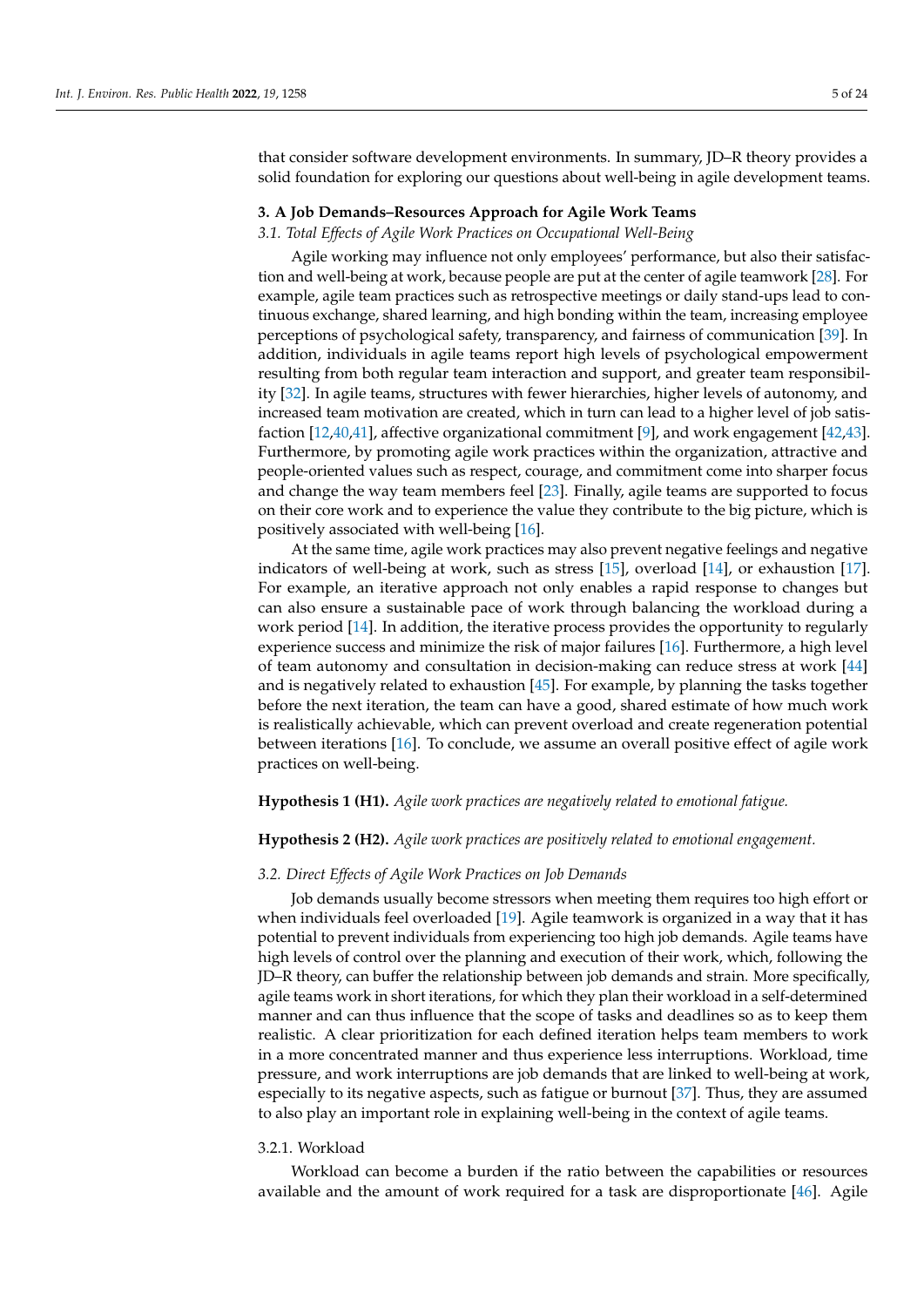that consider software development environments. In summary, JD–R theory provides a solid foundation for exploring our questions about well-being in agile development teams.

## 3. A Job Demands–Resources Approach for Agile Work Teams

### 3.1. Total Effects of Agile Work Practices on Occupational Well-Being

Agile working may influence not only employees' performance, but also their satisfaction and well-being at work, because people are put at the center of agile teamwork [28]. For example, agile team practices such as retrospective meetings or daily stand-ups lead to continuous exchange, shared learning, and high bonding within the team, increasing employee perceptions of psychological safety, transparency, and fairness of communication [39]. In addition, individuals in agile teams report high levels of psychological empowerment resulting from both regular team interaction and support, and greater team responsibility [32]. In agile teams, structures with fewer hierarchies, higher levels of autonomy, and increased team motivation are created, which in turn can lead to a higher level of job satisfaction [12,40,41], affective organizational commitment [9], and work engagement [42,43]. Furthermore, by promoting agile work practices within the organization, attractive and people-oriented values such as respect, courage, and commitment come into sharper focus and change the way team members feel [23]. Finally, agile teams are supported to focus on their core work and to experience the value they contribute to the big picture, which is positively associated with well-being [16].

At the same time, agile work practices may also prevent negative feelings and negative indicators of well-being at work, such as stress [15], overload [14], or exhaustion [17]. For example, an iterative approach not only enables a rapid response to changes but can also ensure a sustainable pace of work through balancing the workload during a work period [14]. In addition, the iterative process provides the opportunity to regularly experience success and minimize the risk of major failures [16]. Furthermore, a high level of team autonomy and consultation in decision-making can reduce stress at work [44] and is negatively related to exhaustion [45]. For example, by planning the tasks together before the next iteration, the team can have a good, shared estimate of how much work is realistically achievable, which can prevent overload and create regeneration potential between iterations [16]. To conclude, we assume an overall positive effect of agile work practices on well-being.

**Hypothesis 1 (H1).** *Agile work practices are negatively related to emotional fatigue.*

**Hypothesis 2 (H2).** *Agile work practices are positively related to emotional engagement.*

### 3.2. Direct Effects of Agile Work Practices on Job Demands

Job demands usually become stressors when meeting them requires too high effort or when individuals feel overloaded [19]. Agile teamwork is organized in a way that it has potential to prevent individuals from experiencing too high job demands. Agile teams have high levels of control over the planning and execution of their work, which, following the JD–R theory, can buffer the relationship between job demands and strain. More specifically, agile teams work in short iterations, for which they plan their workload in a self-determined manner and can thus influence that the scope of tasks and deadlines so as to keep them realistic. A clear prioritization for each defined iteration helps team members to work in a more concentrated manner and thus experience less interruptions. Workload, time pressure, and work interruptions are job demands that are linked to well-being at work, especially to its negative aspects, such as fatigue or burnout [37]. Thus, they are assumed to also play an important role in explaining well-being in the context of agile teams.

#### 3.2.1. Workload

Workload can become a burden if the ratio between the capabilities or resources available and the amount of work required for a task are disproportionate [46]. Agile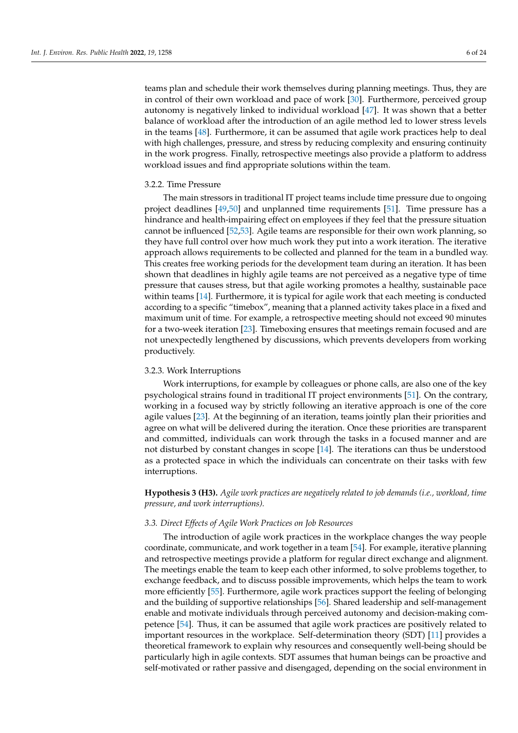teams plan and schedule their work themselves during planning meetings. Thus, they are in control of their own workload and pace of work [30]. Furthermore, perceived group autonomy is negatively linked to individual workload [47]. It was shown that a better balance of workload after the introduction of an agile method led to lower stress levels in the teams [48]. Furthermore, it can be assumed that agile work practices help to deal with high challenges, pressure, and stress by reducing complexity and ensuring continuity in the work progress. Finally, retrospective meetings also provide a platform to address workload issues and find appropriate solutions within the team.

#### 3.2.2. Time Pressure

The main stressors in traditional IT project teams include time pressure due to ongoing project deadlines [49,50] and unplanned time requirements [51]. Time pressure has a hindrance and health-impairing effect on employees if they feel that the pressure situation cannot be influenced [52,53]. Agile teams are responsible for their own work planning, so they have full control over how much work they put into a work iteration. The iterative approach allows requirements to be collected and planned for the team in a bundled way. This creates free working periods for the development team during an iteration. It has been shown that deadlines in highly agile teams are not perceived as a negative type of time pressure that causes stress, but that agile working promotes a healthy, sustainable pace within teams [14]. Furthermore, it is typical for agile work that each meeting is conducted according to a specific "timebox", meaning that a planned activity takes place in a fixed and maximum unit of time. For example, a retrospective meeting should not exceed 90 minutes for a two-week iteration [23]. Timeboxing ensures that meetings remain focused and are not unexpectedly lengthened by discussions, which prevents developers from working productively.

#### 3.2.3. Work Interruptions

Work interruptions, for example by colleagues or phone calls, are also one of the key psychological strains found in traditional IT project environments [51]. On the contrary, working in a focused way by strictly following an iterative approach is one of the core agile values [23]. At the beginning of an iteration, teams jointly plan their priorities and agree on what will be delivered during the iteration. Once these priorities are transparent and committed, individuals can work through the tasks in a focused manner and are not disturbed by constant changes in scope [14]. The iterations can thus be understood as a protected space in which the individuals can concentrate on their tasks with few interruptions.

**Hypothesis 3 (H3).** *Agile work practices are negatively related to job demands (i.e., workload, time pressure, and work interruptions).*

### *3.3. Direct Effects of Agile Work Practices on Job Resources*

The introduction of agile work practices in the workplace changes the way people coordinate, communicate, and work together in a team [54]. For example, iterative planning and retrospective meetings provide a platform for regular direct exchange and alignment. The meetings enable the team to keep each other informed, to solve problems together, to exchange feedback, and to discuss possible improvements, which helps the team to work more efficiently [55]. Furthermore, agile work practices support the feeling of belonging and the building of supportive relationships [56]. Shared leadership and self-management enable and motivate individuals through perceived autonomy and decision-making competence [54]. Thus, it can be assumed that agile work practices are positively related to important resources in the workplace. Self-determination theory (SDT) [11] provides a theoretical framework to explain why resources and consequently well-being should be particularly high in agile contexts. SDT assumes that human beings can be proactive and self-motivated or rather passive and disengaged, depending on the social environment in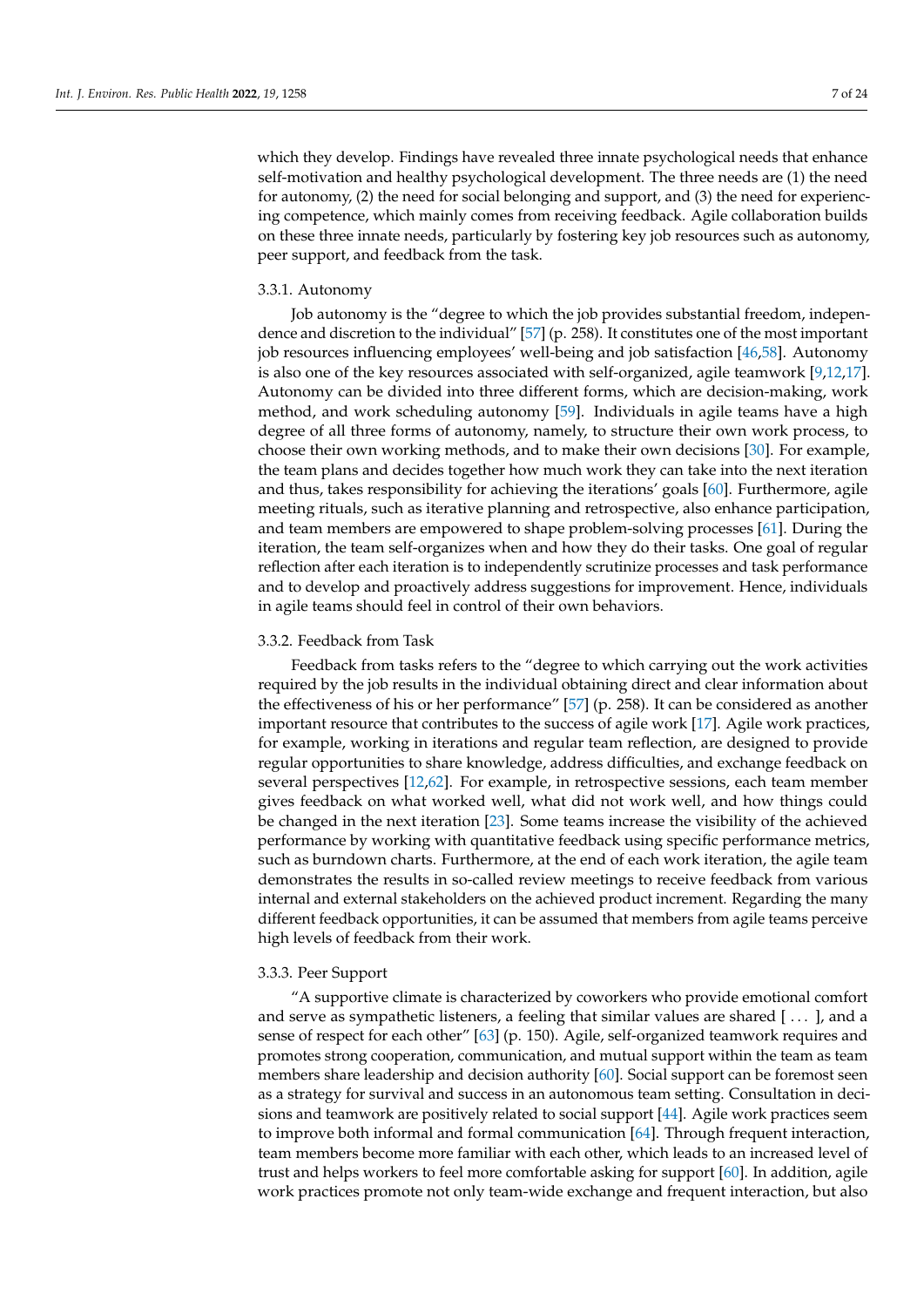which they develop. Findings have revealed three innate psychological needs that enhance self-motivation and healthy psychological development. The three needs are (1) the need for autonomy, (2) the need for social belonging and support, and (3) the need for experiencing competence, which mainly comes from receiving feedback. Agile collaboration builds on these three innate needs, particularly by fostering key job resources such as autonomy, peer support, and feedback from the task.

#### 3.3.1. Autonomy

Job autonomy is the "degree to which the job provides substantial freedom, independence and discretion to the individual" [57] (p. 258). It constitutes one of the most important job resources influencing employees' well-being and job satisfaction [46,58]. Autonomy is also one of the key resources associated with self-organized, agile teamwork [9,12,17]. Autonomy can be divided into three different forms, which are decision-making, work method, and work scheduling autonomy [59]. Individuals in agile teams have a high degree of all three forms of autonomy, namely, to structure their own work process, to choose their own working methods, and to make their own decisions [30]. For example, the team plans and decides together how much work they can take into the next iteration and thus, takes responsibility for achieving the iterations' goals [60]. Furthermore, agile meeting rituals, such as iterative planning and retrospective, also enhance participation, and team members are empowered to shape problem-solving processes [61]. During the iteration, the team self-organizes when and how they do their tasks. One goal of regular reflection after each iteration is to independently scrutinize processes and task performance and to develop and proactively address suggestions for improvement. Hence, individuals in agile teams should feel in control of their own behaviors.

#### 3.3.2. Feedback from Task

Feedback from tasks refers to the "degree to which carrying out the work activities required by the job results in the individual obtaining direct and clear information about the effectiveness of his or her performance" [57] (p. 258). It can be considered as another important resource that contributes to the success of agile work [17]. Agile work practices, for example, working in iterations and regular team reflection, are designed to provide regular opportunities to share knowledge, address difficulties, and exchange feedback on several perspectives [12,62]. For example, in retrospective sessions, each team member gives feedback on what worked well, what did not work well, and how things could be changed in the next iteration [23]. Some teams increase the visibility of the achieved performance by working with quantitative feedback using specific performance metrics, such as burndown charts. Furthermore, at the end of each work iteration, the agile team demonstrates the results in so-called review meetings to receive feedback from various internal and external stakeholders on the achieved product increment. Regarding the many different feedback opportunities, it can be assumed that members from agile teams perceive high levels of feedback from their work.

#### 3.3.3. Peer Support

"A supportive climate is characterized by coworkers who provide emotional comfort and serve as sympathetic listeners, a feeling that similar values are shared [ ... ], and a sense of respect for each other" [63] (p. 150). Agile, self-organized teamwork requires and promotes strong cooperation, communication, and mutual support within the team as team members share leadership and decision authority [60]. Social support can be foremost seen as a strategy for survival and success in an autonomous team setting. Consultation in decisions and teamwork are positively related to social support [44]. Agile work practices seem to improve both informal and formal communication [64]. Through frequent interaction, team members become more familiar with each other, which leads to an increased level of trust and helps workers to feel more comfortable asking for support [60]. In addition, agile work practices promote not only team-wide exchange and frequent interaction, but also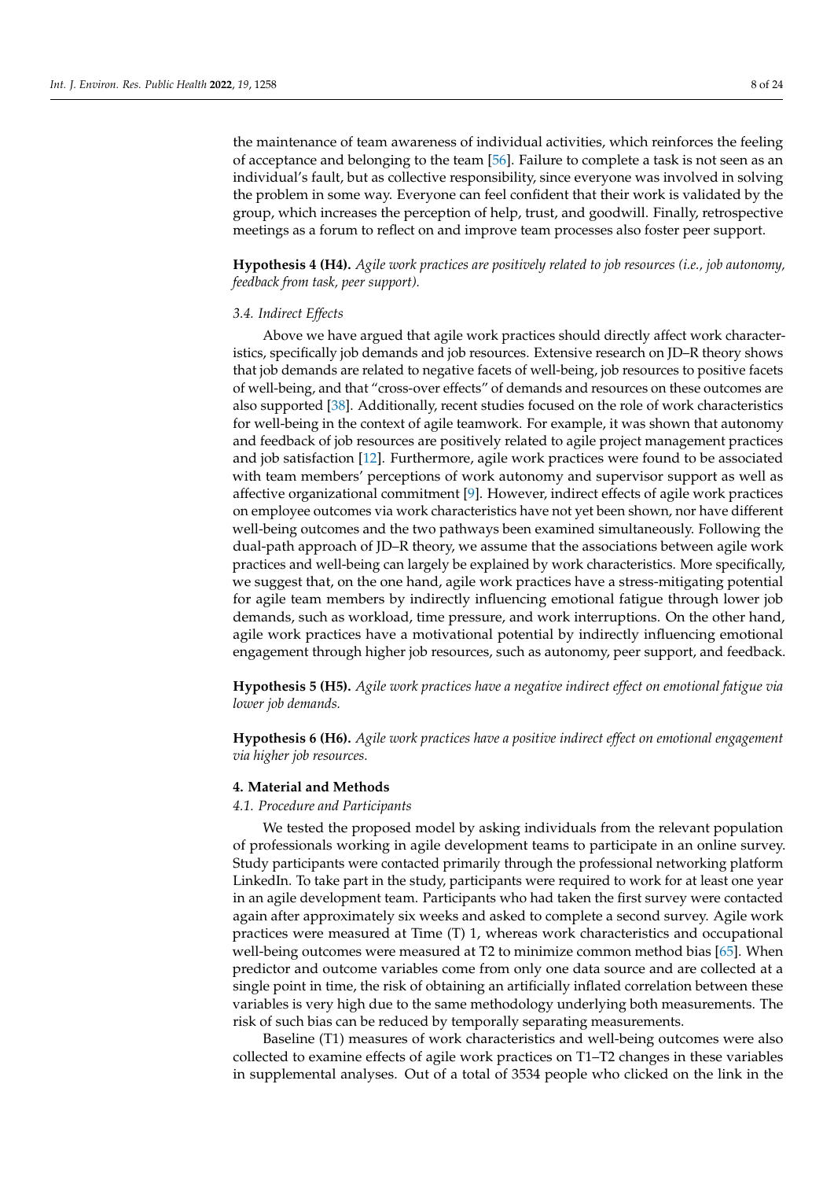the maintenance of team awareness of individual activities, which reinforces the feeling of acceptance and belonging to the team [56]. Failure to complete a task is not seen as an individual's fault, but as collective responsibility, since everyone was involved in solving the problem in some way. Everyone can feel confident that their work is validated by the group, which increases the perception of help, trust, and goodwill. Finally, retrospective meetings as a forum to reflect on and improve team processes also foster peer support.

**Hypothesis 4 (H4).** *Agile work practices are positively related to job resources (i.e., job autonomy, feedback from task, peer support).*

### 3.4. Indirect Effects

Above we have argued that agile work practices should directly affect work characteristics, specifically job demands and job resources. Extensive research on JD–R theory shows that job demands are related to negative facets of well-being, job resources to positive facets of well-being, and that "cross-over effects" of demands and resources on these outcomes are also supported [38]. Additionally, recent studies focused on the role of work characteristics for well-being in the context of agile teamwork. For example, it was shown that autonomy and feedback of job resources are positively related to agile project management practices and job satisfaction [12]. Furthermore, agile work practices were found to be associated with team members' perceptions of work autonomy and supervisor support as well as affective organizational commitment [9]. However, indirect effects of agile work practices on employee outcomes via work characteristics have not yet been shown, nor have different well-being outcomes and the two pathways been examined simultaneously. Following the dual-path approach of JD–R theory, we assume that the associations between agile work practices and well-being can largely be explained by work characteristics. More specifically, we suggest that, on the one hand, agile work practices have a stress-mitigating potential for agile team members by indirectly influencing emotional fatigue through lower job demands, such as workload, time pressure, and work interruptions. On the other hand, agile work practices have a motivational potential by indirectly influencing emotional engagement through higher job resources, such as autonomy, peer support, and feedback.

**Hypothesis 5 (H5).** *Agile work practices have a negative indirect effect on emotional fatigue via lower job demands.*

**Hypothesis 6 (H6).** *Agile work practices have a positive indirect effect on emotional engagement via higher job resources.*

## 4. Material and Methods

### 4.1. Procedure and Participants

We tested the proposed model by asking individuals from the relevant population of professionals working in agile development teams to participate in an online survey. Study participants were contacted primarily through the professional networking platform LinkedIn. To take part in the study, participants were required to work for at least one year in an agile development team. Participants who had taken the first survey were contacted again after approximately six weeks and asked to complete a second survey. Agile work practices were measured at Time (T) 1, whereas work characteristics and occupational well-being outcomes were measured at T2 to minimize common method bias [65]. When predictor and outcome variables come from only one data source and are collected at a single point in time, the risk of obtaining an artificially inflated correlation between these variables is very high due to the same methodology underlying both measurements. The risk of such bias can be reduced by temporally separating measurements.

Baseline (T1) measures of work characteristics and well-being outcomes were also collected to examine effects of agile work practices on T1–T2 changes in these variables in supplemental analyses. Out of a total of 3534 people who clicked on the link in the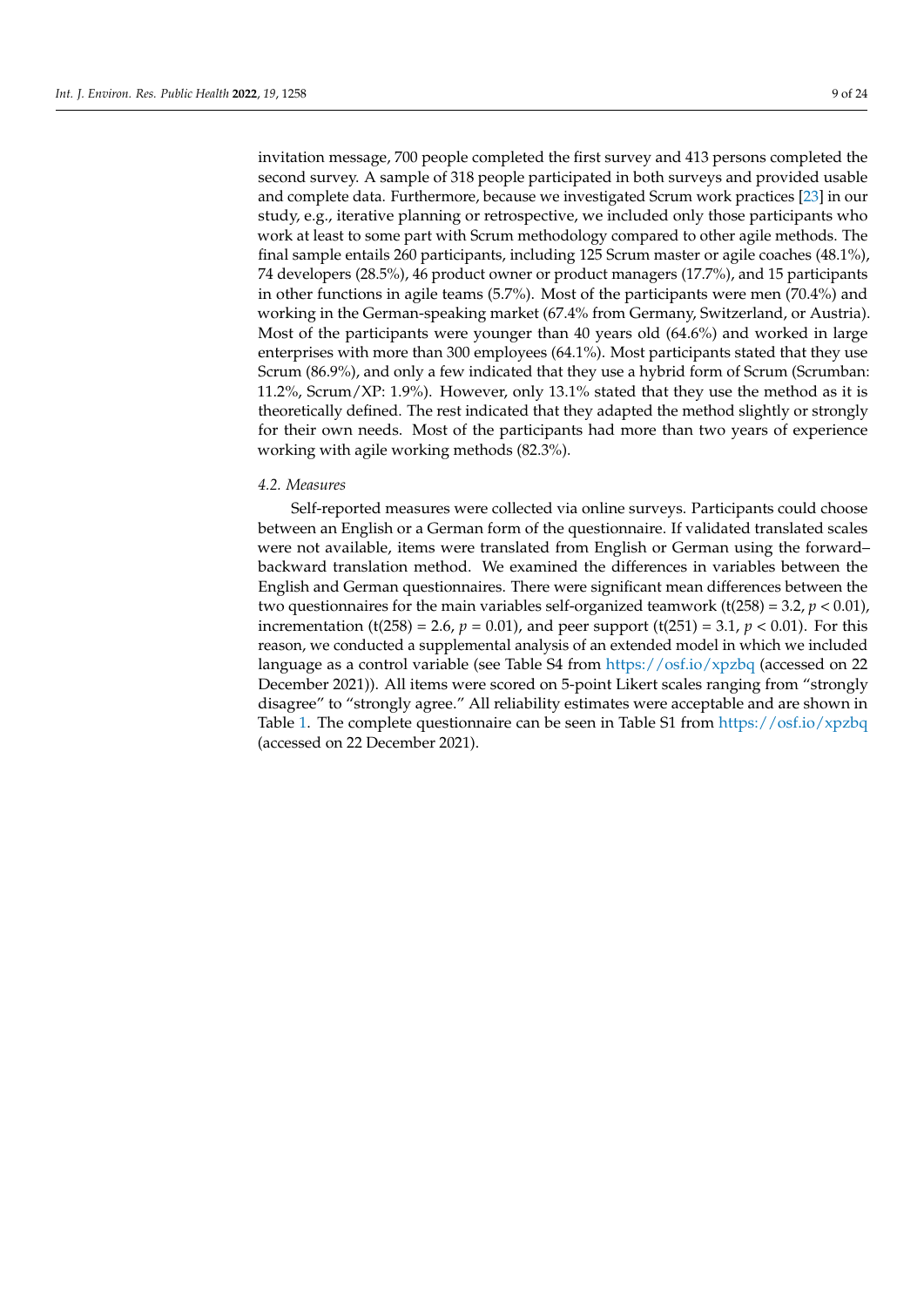invitation message, 700 people completed the first survey and 413 persons completed the second survey. A sample of 318 people participated in both surveys and provided usable and complete data. Furthermore, because we investigated Scrum work practices [23] in our study, e.g., iterative planning or retrospective, we included only those participants who work at least to some part with Scrum methodology compared to other agile methods. The final sample entails 260 participants, including 125 Scrum master or agile coaches (48.1%), 74 developers (28.5%), 46 product owner or product managers (17.7%), and 15 participants in other functions in agile teams (5.7%). Most of the participants were men (70.4%) and working in the German-speaking market (67.4% from Germany, Switzerland, or Austria). Most of the participants were younger than 40 years old (64.6%) and worked in large enterprises with more than 300 employees (64.1%). Most participants stated that they use Scrum (86.9%), and only a few indicated that they use a hybrid form of Scrum (Scrumban: 11.2%, Scrum/XP: 1.9%). However, only 13.1% stated that they use the method as it is theoretically defined. The rest indicated that they adapted the method slightly or strongly for their own needs. Most of the participants had more than two years of experience working with agile working methods (82.3%).

### 4.2. Measures

Self-reported measures were collected via online surveys. Participants could choose between an English or a German form of the questionnaire. If validated translated scales were not available, items were translated from English or German using the forward–backward translation method. We examined the differences in variables between the English and German questionnaires. There were significant mean differences between the two questionnaires for the main variables self-organized teamwork ($t(258) = 3.2$, $p < 0.01$), incrementation ($t(258) = 2.6$, $p = 0.01$), and peer support ($t(251) = 3.1$, $p < 0.01$). For this reason, we conducted a supplemental analysis of an extended model in which we included language as a control variable (see Table S4 from https://osf.io/xpzbq (accessed on 22 December 2021)). All items were scored on 5-point Likert scales ranging from "strongly disagree" to "strongly agree." All reliability estimates were acceptable and are shown in Table 1. The complete questionnaire can be seen in Table S1 from https://osf.io/xpzbq (accessed on 22 December 2021).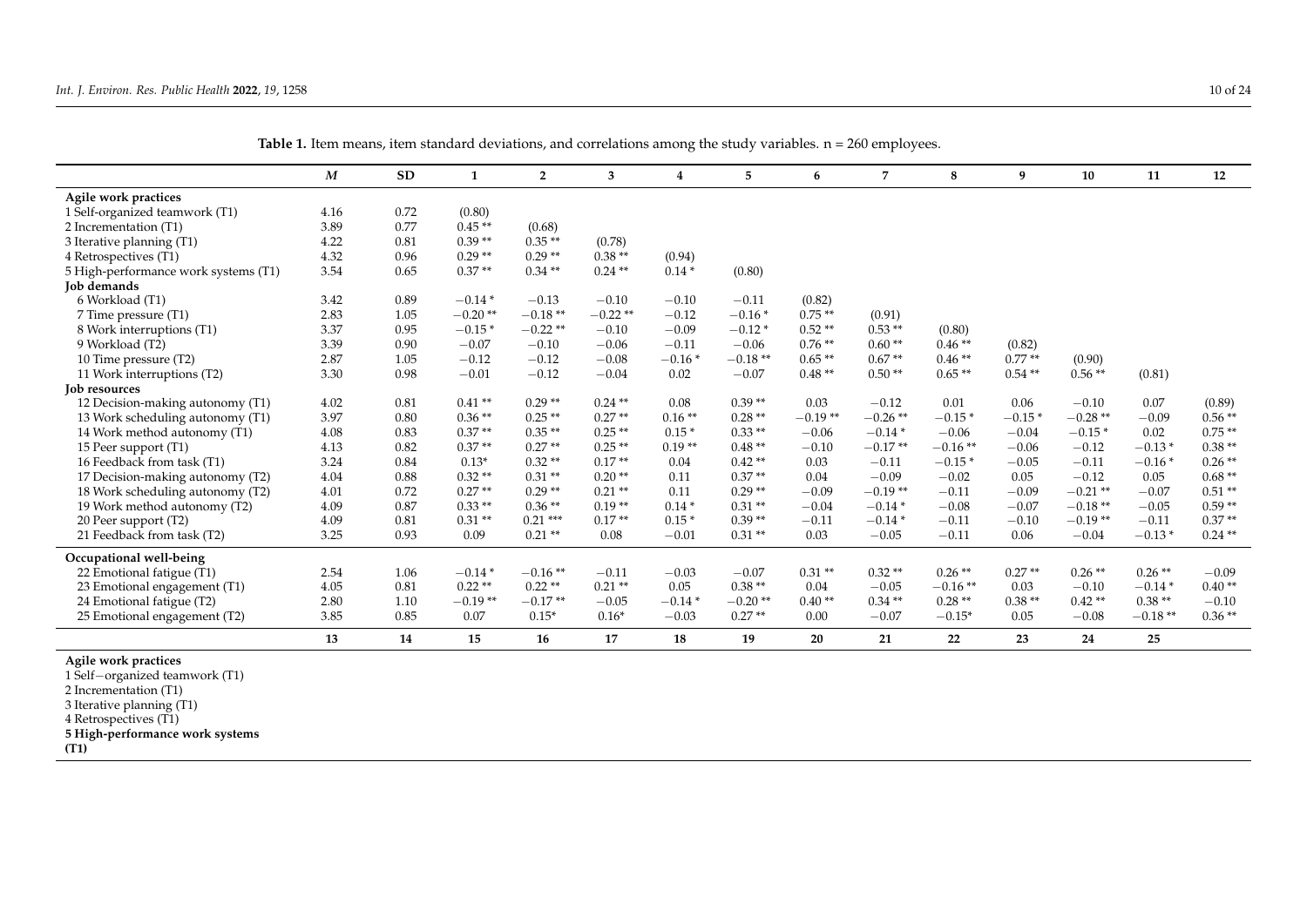**Table 1.** Item means, item standard deviations, and correlations among the study variables. n = 260 employees.

| | *M* | SD | 1 | 2 | 3 | 4 | 5 | 6 | 7 | 8 | 9 | 10 | 11 | 12 |
|---|---|---|---|---|---|---|---|---|---|---|---|---|---|---|
| **Agile work practices** | | | | | | | | | | | | | | |
| 1 Self-organized teamwork (T1) | 4.16 | 0.72 | (0.80) | | | | | | | | | | | |
| 2 Incrementation (T1) | 3.89 | 0.77 | 0.45 ** | (0.68) | | | | | | | | | | |
| 3 Iterative planning (T1) | 4.22 | 0.81 | 0.39 ** | 0.35 ** | (0.78) | | | | | | | | | |
| 4 Retrospectives (T1) | 4.32 | 0.96 | 0.29 ** | 0.29 ** | 0.38 ** | (0.94) | | | | | | | | |
| 5 High-performance work systems (T1) | 3.54 | 0.65 | 0.37 ** | 0.34 ** | 0.24 ** | 0.14 * | (0.80) | | | | | | | |
| **Job demands** | | | | | | | | | | | | | | |
| 6 Workload (T1) | 3.42 | 0.89 | −0.14 * | −0.13 | −0.10 | −0.10 | −0.11 | (0.82) | | | | | | |
| 7 Time pressure (T1) | 2.83 | 1.05 | −0.20 ** | −0.18 ** | −0.22 ** | −0.12 | −0.16 * | 0.75 ** | (0.91) | | | | | |
| 8 Work interruptions (T1) | 3.37 | 0.95 | −0.15 * | −0.22 ** | −0.10 | −0.09 | −0.12 * | 0.52 ** | 0.53 ** | (0.80) | | | | |
| 9 Workload (T2) | 3.39 | 0.90 | −0.07 | −0.10 | −0.06 | −0.11 | −0.06 | 0.76 ** | 0.60 ** | 0.46 ** | (0.82) | | | |
| 10 Time pressure (T2) | 2.87 | 1.05 | −0.12 | −0.12 | −0.08 | −0.16 * | −0.18 ** | 0.65 ** | 0.67 ** | 0.46 ** | 0.77 ** | (0.90) | | |
| 11 Work interruptions (T2) | 3.30 | 0.98 | −0.01 | −0.12 | −0.04 | 0.02 | −0.07 | 0.48 ** | 0.50 ** | 0.65 ** | 0.54 ** | 0.56 ** | (0.81) | |
| **Job resources** | | | | | | | | | | | | | | |
| 12 Decision-making autonomy (T1) | 4.02 | 0.81 | 0.41 ** | 0.29 ** | 0.24 ** | 0.08 | 0.39 ** | 0.03 | −0.12 | 0.01 | 0.06 | −0.10 | 0.07 | (0.89) |
| 13 Work scheduling autonomy (T1) | 3.97 | 0.80 | 0.36 ** | 0.25 ** | 0.27 ** | 0.16 ** | 0.28 ** | −0.19 ** | −0.26 ** | −0.15 * | −0.15 * | −0.28 ** | −0.09 | 0.56 ** |
| 14 Work method autonomy (T1) | 4.08 | 0.83 | 0.37 ** | 0.35 ** | 0.25 ** | 0.15 * | 0.33 ** | −0.06 | −0.14 * | −0.06 | −0.04 | −0.15 * | 0.02 | 0.75 ** |
| 15 Peer support (T1) | 4.13 | 0.82 | 0.37 ** | 0.27 ** | 0.25 ** | 0.19 ** | 0.48 ** | −0.10 | −0.17 ** | −0.16 ** | −0.06 | −0.12 | −0.13 * | 0.38 ** |
| 16 Feedback from task (T1) | 3.24 | 0.84 | 0.13* | 0.32 ** | 0.17 ** | 0.04 | 0.42 ** | 0.03 | −0.11 | −0.15 * | −0.05 | −0.11 | −0.16 * | 0.26 ** |
| 17 Decision-making autonomy (T2) | 4.04 | 0.88 | 0.32 ** | 0.31 ** | 0.20 ** | 0.11 | 0.37 ** | 0.04 | −0.09 | −0.02 | 0.05 | −0.12 | 0.05 | 0.68 ** |
| 18 Work scheduling autonomy (T2) | 4.01 | 0.72 | 0.27 ** | 0.29 ** | 0.21 ** | 0.11 | 0.29 ** | −0.09 | −0.19 ** | −0.11 | −0.09 | −0.21 ** | −0.07 | 0.51 ** |
| 19 Work method autonomy (T2) | 4.09 | 0.87 | 0.33 ** | 0.36 ** | 0.19 ** | 0.14 * | 0.31 ** | −0.04 | −0.14 * | −0.08 | −0.07 | −0.18 ** | −0.05 | 0.59 ** |
| 20 Peer support (T2) | 4.09 | 0.81 | 0.31 ** | 0.21 *** | 0.17 ** | 0.15 * | 0.39 ** | −0.11 | −0.14 * | −0.11 | −0.10 | −0.19 ** | −0.11 | 0.37 ** |
| 21 Feedback from task (T2) | 3.25 | 0.93 | 0.09 | 0.21 ** | 0.08 | −0.01 | 0.31 ** | 0.03 | −0.05 | −0.11 | 0.06 | −0.04 | −0.13 * | 0.24 ** |
| **Occupational well-being** | | | | | | | | | | | | | | |
| 22 Emotional fatigue (T1) | 2.54 | 1.06 | −0.14 * | −0.16 ** | −0.11 | −0.03 | −0.07 | 0.31 ** | 0.32 ** | 0.26 ** | 0.27 ** | 0.26 ** | 0.26 ** | −0.09 |
| 23 Emotional engagement (T1) | 4.05 | 0.81 | 0.22 ** | 0.22 ** | 0.21 ** | 0.05 | 0.38 ** | 0.04 | −0.05 | −0.16 ** | 0.03 | −0.10 | −0.14 * | 0.40 ** |
| 24 Emotional fatigue (T2) | 2.80 | 1.10 | −0.19 ** | −0.17 ** | −0.05 | −0.14 * | −0.20 ** | 0.40 ** | 0.34 ** | 0.28 ** | 0.38 ** | 0.42 ** | 0.38 ** | −0.10 |
| 25 Emotional engagement (T2) | 3.85 | 0.85 | 0.07 | 0.15* | 0.16* | −0.03 | 0.27 ** | 0.00 | −0.07 | −0.15* | 0.05 | −0.08 | −0.18 ** | 0.36 ** |
| | | | **13** | **14** | **15** | **16** | **17** | **18** | **19** | **20** | **21** | **22** | **23** | **24** | **25** |
| **Agile work practices** | | | | | | | | | | | | | | |
| 1 Self−organized teamwork (T1) | | | | | | | | | | | | | | |
| 2 Incrementation (T1) | | | | | | | | | | | | | | |
| 3 Iterative planning (T1) | | | | | | | | | | | | | | |
| 4 Retrospectives (T1) | | | | | | | | | | | | | | |
| **5 High-performance work systems (T1)** | | | | | | | | | | | | | | |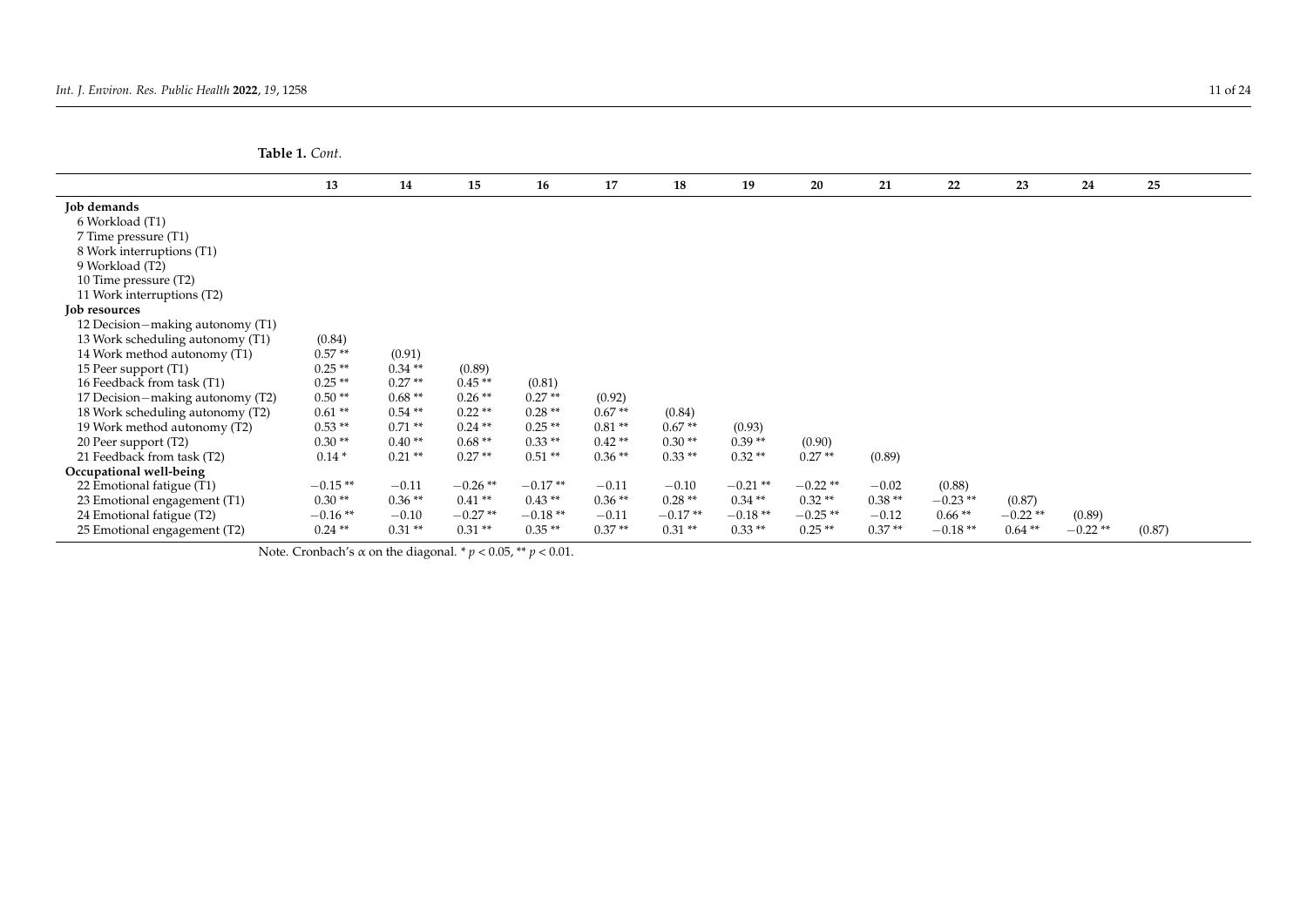**Table 1.** *Cont.*

| | 13 | 14 | 15 | 16 | 17 | 18 | 19 | 20 | 21 | 22 | 23 | 24 | 25 |
|---|---|---|---|---|---|---|---|---|---|---|---|---|---|
| **Job demands** | | | | | | | | | | | | | |
| 6 Workload (T1) | | | | | | | | | | | | | |
| 7 Time pressure (T1) | | | | | | | | | | | | | |
| 8 Work interruptions (T1) | | | | | | | | | | | | | |
| 9 Workload (T2) | | | | | | | | | | | | | |
| 10 Time pressure (T2) | | | | | | | | | | | | | |
| 11 Work interruptions (T2) | | | | | | | | | | | | | |
| **Job resources** | | | | | | | | | | | | | |
| 12 Decision−making autonomy (T1) | | | | | | | | | | | | | |
| 13 Work scheduling autonomy (T1) | (0.84) | | | | | | | | | | | | |
| 14 Work method autonomy (T1) | 0.57 ** | (0.91) | | | | | | | | | | | |
| 15 Peer support (T1) | 0.25 ** | 0.34 ** | (0.89) | | | | | | | | | | |
| 16 Feedback from task (T1) | 0.25 ** | 0.27 ** | 0.45 ** | (0.81) | | | | | | | | | |
| 17 Decision−making autonomy (T2) | 0.50 ** | 0.68 ** | 0.26 ** | 0.27 ** | (0.92) | | | | | | | | |
| 18 Work scheduling autonomy (T2) | 0.61 ** | 0.54 ** | 0.22 ** | 0.28 ** | 0.67 ** | (0.84) | | | | | | | |
| 19 Work method autonomy (T2) | 0.53 ** | 0.71 ** | 0.24 ** | 0.25 ** | 0.81 ** | 0.67 ** | (0.93) | | | | | | |
| 20 Peer support (T2) | 0.30 ** | 0.40 ** | 0.68 ** | 0.33 ** | 0.42 ** | 0.30 ** | 0.39 ** | (0.90) | | | | | |
| 21 Feedback from task (T2) | 0.14 * | 0.21 ** | 0.27 ** | 0.51 ** | 0.36 ** | 0.33 ** | 0.32 ** | 0.27 ** | (0.89) | | | | |
| **Occupational well-being** | | | | | | | | | | | | | |
| 22 Emotional fatigue (T1) | −0.15 ** | −0.11 | −0.26 ** | −0.17 ** | −0.11 | −0.10 | −0.21 ** | −0.22 ** | −0.02 | (0.88) | | | |
| 23 Emotional engagement (T1) | 0.30 ** | 0.36 ** | 0.41 ** | 0.43 ** | 0.36 ** | 0.28 ** | 0.34 ** | 0.32 ** | 0.38 ** | −0.23 ** | (0.87) | | |
| 24 Emotional fatigue (T2) | −0.16 ** | −0.10 | −0.27 ** | −0.18 ** | −0.11 | −0.17 ** | −0.18 ** | −0.25 ** | −0.12 | 0.66 ** | −0.22 ** | (0.89) | |
| 25 Emotional engagement (T2) | 0.24 ** | 0.31 ** | 0.31 ** | 0.35 ** | 0.37 ** | 0.31 ** | 0.33 ** | 0.25 ** | 0.37 ** | −0.18 ** | 0.64 ** | −0.22 ** | (0.87) |

Note. Cronbach's α on the diagonal. * $p < 0.05$, ** $p < 0.01$.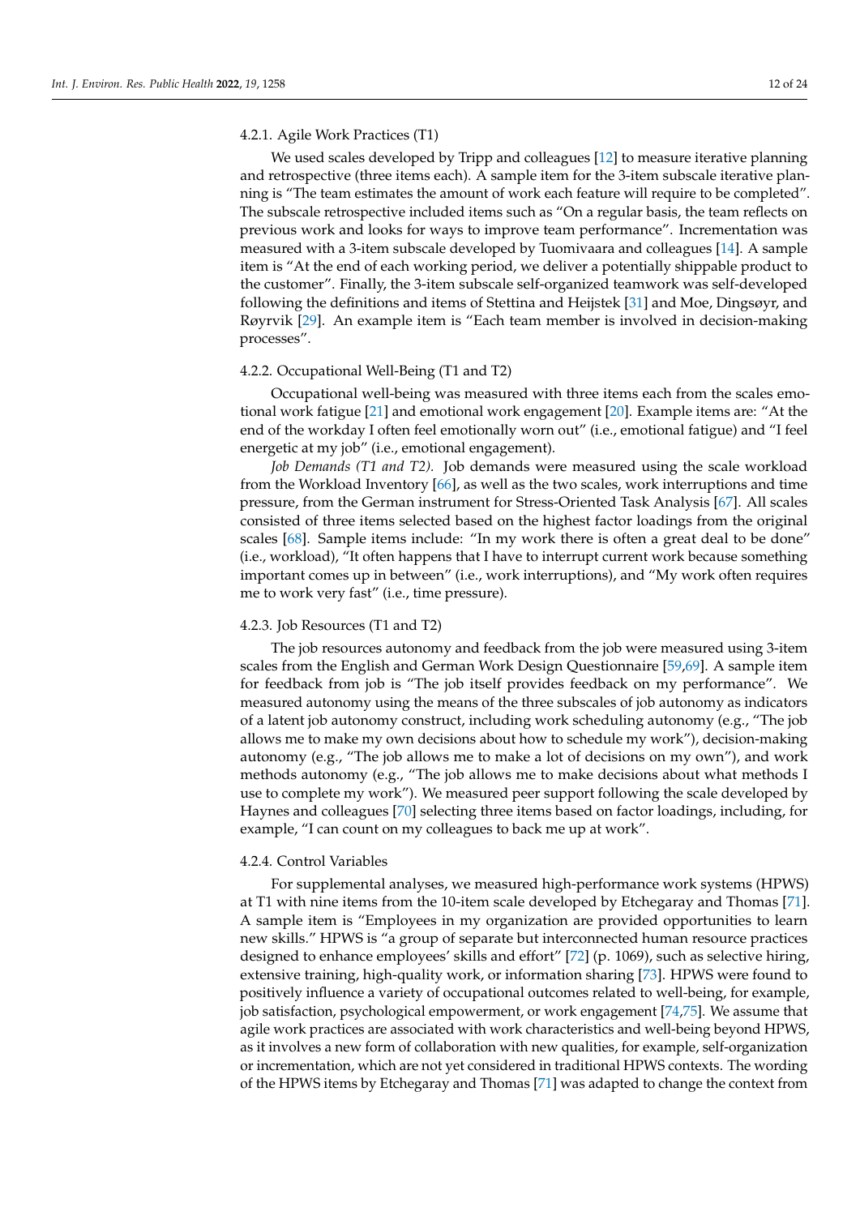#### 4.2.1. Agile Work Practices (T1)

We used scales developed by Tripp and colleagues [12] to measure iterative planning and retrospective (three items each). A sample item for the 3-item subscale iterative planning is "The team estimates the amount of work each feature will require to be completed". The subscale retrospective included items such as "On a regular basis, the team reflects on previous work and looks for ways to improve team performance". Incrementation was measured with a 3-item subscale developed by Tuomivaara and colleagues [14]. A sample item is "At the end of each working period, we deliver a potentially shippable product to the customer". Finally, the 3-item subscale self-organized teamwork was self-developed following the definitions and items of Stettina and Heijstek [31] and Moe, Dingsøyr, and Røyrvik [29]. An example item is "Each team member is involved in decision-making processes".

#### 4.2.2. Occupational Well-Being (T1 and T2)

Occupational well-being was measured with three items each from the scales emotional work fatigue [21] and emotional work engagement [20]. Example items are: "At the end of the workday I often feel emotionally worn out" (i.e., emotional fatigue) and "I feel energetic at my job" (i.e., emotional engagement).

*Job Demands (T1 and T2).* Job demands were measured using the scale workload from the Workload Inventory [66], as well as the two scales, work interruptions and time pressure, from the German instrument for Stress-Oriented Task Analysis [67]. All scales consisted of three items selected based on the highest factor loadings from the original scales [68]. Sample items include: "In my work there is often a great deal to be done" (i.e., workload), "It often happens that I have to interrupt current work because something important comes up in between" (i.e., work interruptions), and "My work often requires me to work very fast" (i.e., time pressure).

#### 4.2.3. Job Resources (T1 and T2)

The job resources autonomy and feedback from the job were measured using 3-item scales from the English and German Work Design Questionnaire [59,69]. A sample item for feedback from job is "The job itself provides feedback on my performance". We measured autonomy using the means of the three subscales of job autonomy as indicators of a latent job autonomy construct, including work scheduling autonomy (e.g., "The job allows me to make my own decisions about how to schedule my work"), decision-making autonomy (e.g., "The job allows me to make a lot of decisions on my own"), and work methods autonomy (e.g., "The job allows me to make decisions about what methods I use to complete my work"). We measured peer support following the scale developed by Haynes and colleagues [70] selecting three items based on factor loadings, including, for example, "I can count on my colleagues to back me up at work".

#### 4.2.4. Control Variables

For supplemental analyses, we measured high-performance work systems (HPWS) at T1 with nine items from the 10-item scale developed by Etchegaray and Thomas [71]. A sample item is "Employees in my organization are provided opportunities to learn new skills." HPWS is "a group of separate but interconnected human resource practices designed to enhance employees' skills and effort" [72] (p. 1069), such as selective hiring, extensive training, high-quality work, or information sharing [73]. HPWS were found to positively influence a variety of occupational outcomes related to well-being, for example, job satisfaction, psychological empowerment, or work engagement [74,75]. We assume that agile work practices are associated with work characteristics and well-being beyond HPWS, as it involves a new form of collaboration with new qualities, for example, self-organization or incrementation, which are not yet considered in traditional HPWS contexts. The wording of the HPWS items by Etchegaray and Thomas [71] was adapted to change the context from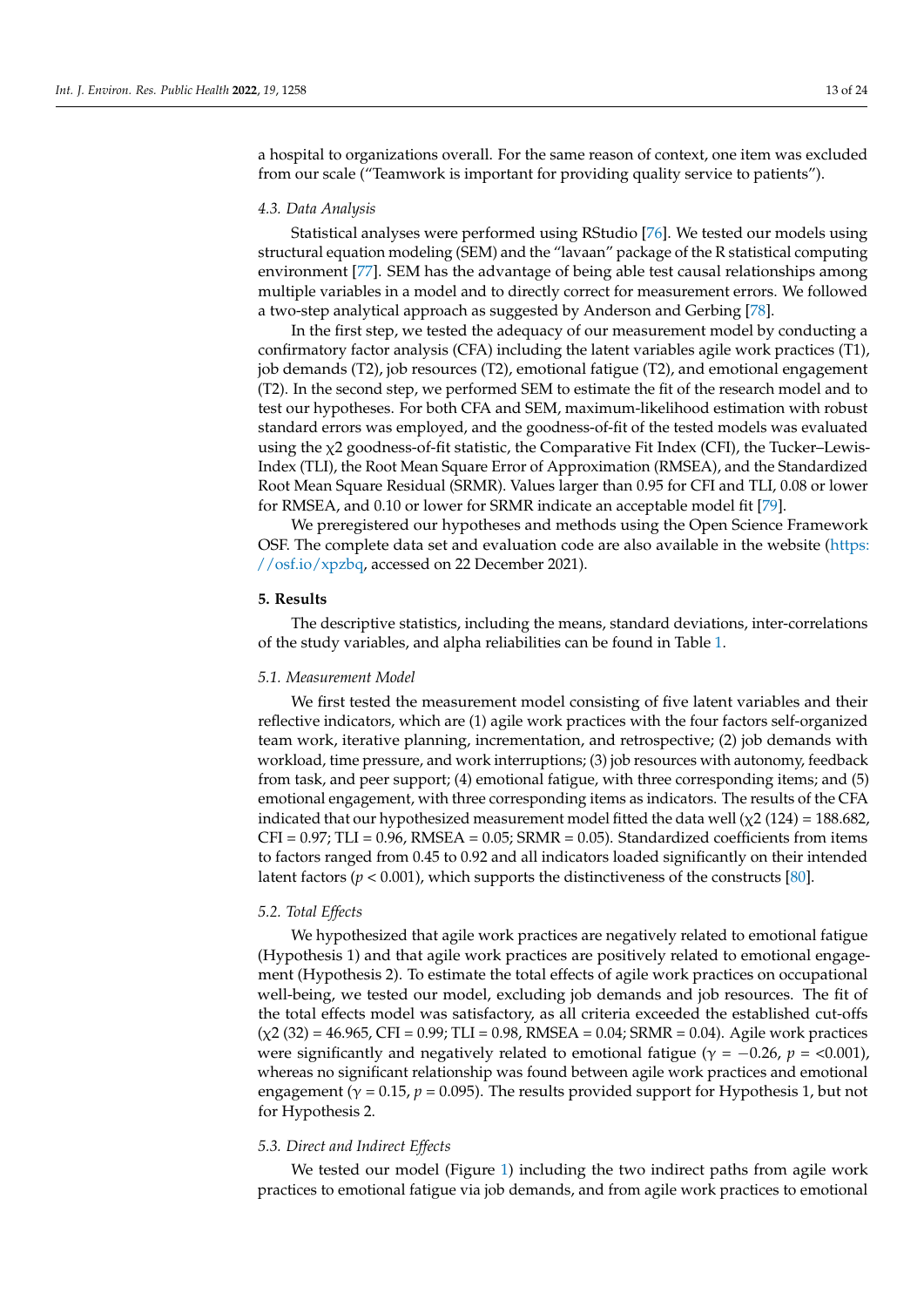a hospital to organizations overall. For the same reason of context, one item was excluded from our scale ("Teamwork is important for providing quality service to patients").

### 4.3. Data Analysis

Statistical analyses were performed using RStudio [76]. We tested our models using structural equation modeling (SEM) and the "lavaan" package of the R statistical computing environment [77]. SEM has the advantage of being able test causal relationships among multiple variables in a model and to directly correct for measurement errors. We followed a two-step analytical approach as suggested by Anderson and Gerbing [78].

In the first step, we tested the adequacy of our measurement model by conducting a confirmatory factor analysis (CFA) including the latent variables agile work practices (T1), job demands (T2), job resources (T2), emotional fatigue (T2), and emotional engagement (T2). In the second step, we performed SEM to estimate the fit of the research model and to test our hypotheses. For both CFA and SEM, maximum-likelihood estimation with robust standard errors was employed, and the goodness-of-fit of the tested models was evaluated using the $\chi2$ goodness-of-fit statistic, the Comparative Fit Index (CFI), the Tucker–Lewis-Index (TLI), the Root Mean Square Error of Approximation (RMSEA), and the Standardized Root Mean Square Residual (SRMR). Values larger than 0.95 for CFI and TLI, 0.08 or lower for RMSEA, and 0.10 or lower for SRMR indicate an acceptable model fit [79].

We preregistered our hypotheses and methods using the Open Science Framework OSF. The complete data set and evaluation code are also available in the website (https://osf.io/xpzbq, accessed on 22 December 2021).

## 5. Results

The descriptive statistics, including the means, standard deviations, inter-correlations of the study variables, and alpha reliabilities can be found in Table 1.

### 5.1. Measurement Model

We first tested the measurement model consisting of five latent variables and their reflective indicators, which are (1) agile work practices with the four factors self-organized team work, iterative planning, incrementation, and retrospective; (2) job demands with workload, time pressure, and work interruptions; (3) job resources with autonomy, feedback from task, and peer support; (4) emotional fatigue, with three corresponding items; and (5) emotional engagement, with three corresponding items as indicators. The results of the CFA indicated that our hypothesized measurement model fitted the data well ($\chi2$ (124) = 188.682, CFI = 0.97; TLI = 0.96, RMSEA = 0.05; SRMR = 0.05). Standardized coefficients from items to factors ranged from 0.45 to 0.92 and all indicators loaded significantly on their intended latent factors ($p < 0.001$), which supports the distinctiveness of the constructs [80].

### 5.2. Total Effects

We hypothesized that agile work practices are negatively related to emotional fatigue (Hypothesis 1) and that agile work practices are positively related to emotional engagement (Hypothesis 2). To estimate the total effects of agile work practices on occupational well-being, we tested our model, excluding job demands and job resources. The fit of the total effects model was satisfactory, as all criteria exceeded the established cut-offs ($\chi2$ (32) = 46.965, CFI = 0.99; TLI = 0.98, RMSEA = 0.04; SRMR = 0.04). Agile work practices were significantly and negatively related to emotional fatigue ($\gamma = -0.26$, $p$ = <0.001), whereas no significant relationship was found between agile work practices and emotional engagement ($\gamma = 0.15$, $p = 0.095$). The results provided support for Hypothesis 1, but not for Hypothesis 2.

### 5.3. Direct and Indirect Effects

We tested our model (Figure 1) including the two indirect paths from agile work practices to emotional fatigue via job demands, and from agile work practices to emotional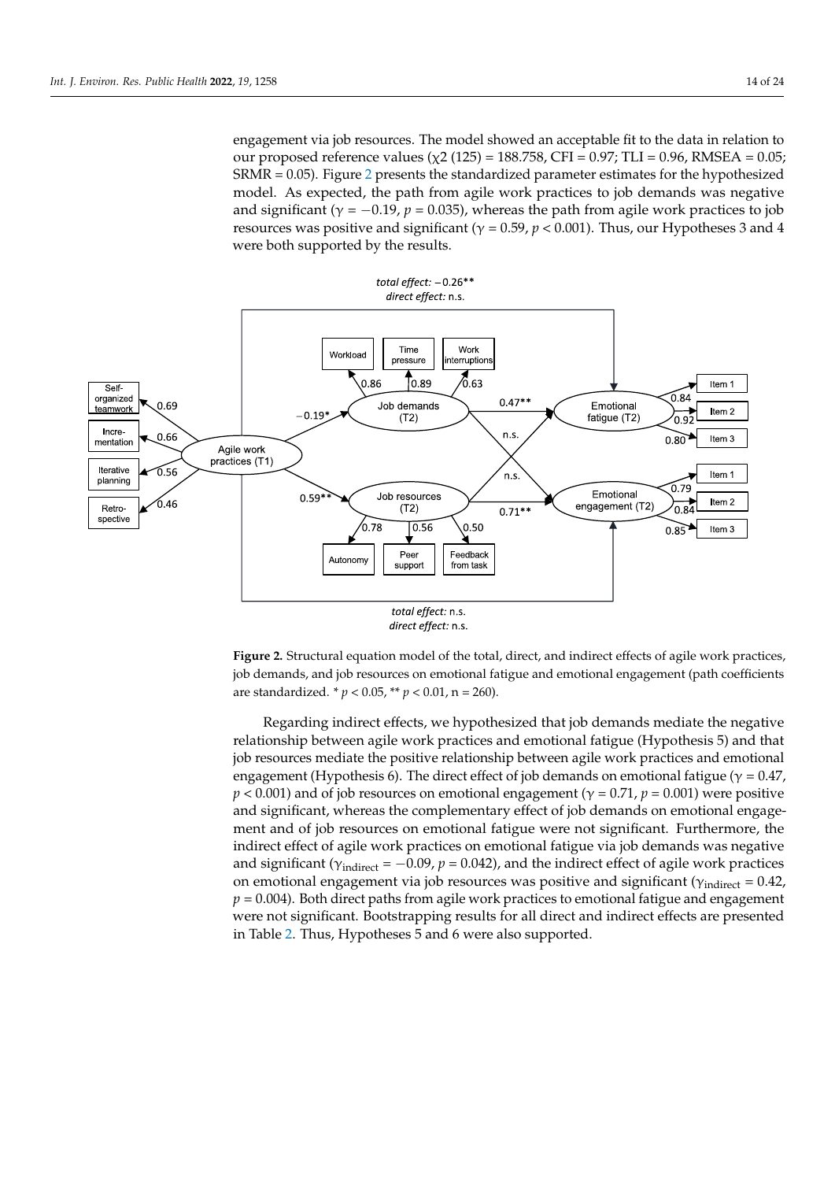engagement via job resources. The model showed an acceptable fit to the data in relation to our proposed reference values ($\chi2$ (125) = 188.758, CFI = 0.97; TLI = 0.96, RMSEA = 0.05; SRMR = 0.05). Figure 2 presents the standardized parameter estimates for the hypothesized model. As expected, the path from agile work practices to job demands was negative and significant ($\gamma = -0.19$, $p = 0.035$), whereas the path from agile work practices to job resources was positive and significant ($\gamma = 0.59$, $p < 0.001$). Thus, our Hypotheses 3 and 4 were both supported by the results.

**Figure 2.** Structural equation model of the total, direct, and indirect effects of agile work practices, job demands, and job resources on emotional fatigue and emotional engagement (path coefficients are standardized. * $p < 0.05$, ** $p < 0.01$, n = 260).

Regarding indirect effects, we hypothesized that job demands mediate the negative relationship between agile work practices and emotional fatigue (Hypothesis 5) and that job resources mediate the positive relationship between agile work practices and emotional engagement (Hypothesis 6). The direct effect of job demands on emotional fatigue ($\gamma = 0.47$, $p < 0.001$) and of job resources on emotional engagement ($\gamma = 0.71$, $p = 0.001$) were positive and significant, whereas the complementary effect of job demands on emotional engagement and of job resources on emotional fatigue were not significant. Furthermore, the indirect effect of agile work practices on emotional fatigue via job demands was negative and significant ($\gamma_{\text{indirect}} = -0.09$, $p = 0.042$), and the indirect effect of agile work practices on emotional engagement via job resources was positive and significant ($\gamma_{\text{indirect}} = 0.42$, $p = 0.004$). Both direct paths from agile work practices to emotional fatigue and engagement were not significant. Bootstrapping results for all direct and indirect effects are presented in Table 2. Thus, Hypotheses 5 and 6 were also supported.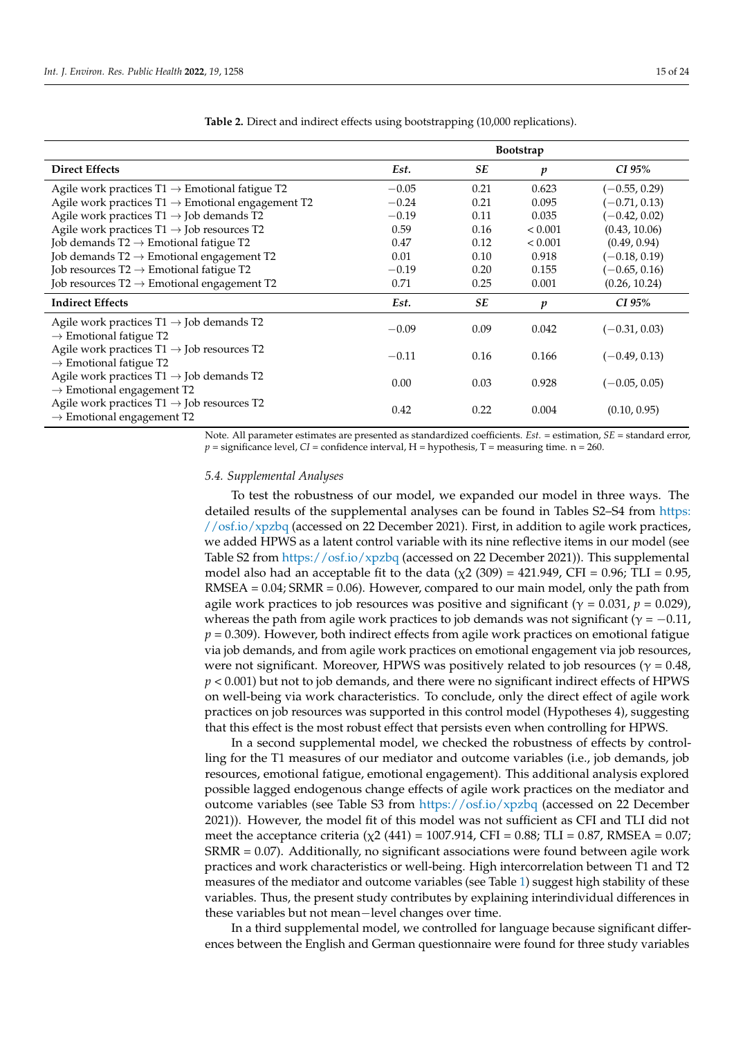**Table 2.** Direct and indirect effects using bootstrapping (10,000 replications).

| | Bootstrap | | | |
|---|---|---|---|---|
| **Direct Effects** | ***Est.*** | ***SE*** | ***p*** | ***CI 95%*** |
| Agile work practices T1 → Emotional fatigue T2 | −0.05 | 0.21 | 0.623 | (−0.55, 0.29) |
| Agile work practices T1 → Emotional engagement T2 | −0.24 | 0.21 | 0.095 | (−0.71, 0.13) |
| Agile work practices T1 → Job demands T2 | −0.19 | 0.11 | 0.035 | (−0.42, 0.02) |
| Agile work practices T1 → Job resources T2 | 0.59 | 0.16 | < 0.001 | (0.43, 10.06) |
| Job demands T2 → Emotional fatigue T2 | 0.47 | 0.12 | < 0.001 | (0.49, 0.94) |
| Job demands T2 → Emotional engagement T2 | 0.01 | 0.10 | 0.918 | (−0.18, 0.19) |
| Job resources T2 → Emotional fatigue T2 | −0.19 | 0.20 | 0.155 | (−0.65, 0.16) |
| Job resources T2 → Emotional engagement T2 | 0.71 | 0.25 | 0.001 | (0.26, 10.24) |
| **Indirect Effects** | ***Est.*** | ***SE*** | ***p*** | ***CI 95%*** |
| Agile work practices T1 → Job demands T2 → Emotional fatigue T2 | −0.09 | 0.09 | 0.042 | (−0.31, 0.03) |
| Agile work practices T1 → Job resources T2 → Emotional fatigue T2 | −0.11 | 0.16 | 0.166 | (−0.49, 0.13) |
| Agile work practices T1 → Job demands T2 → Emotional engagement T2 | 0.00 | 0.03 | 0.928 | (−0.05, 0.05) |
| Agile work practices T1 → Job resources T2 → Emotional engagement T2 | 0.42 | 0.22 | 0.004 | (0.10, 0.95) |

Note. All parameter estimates are presented as standardized coefficients. *Est.* = estimation, *SE* = standard error, *p* = significance level, *CI* = confidence interval, H = hypothesis, T = measuring time. n = 260.

### 5.4. Supplemental Analyses

To test the robustness of our model, we expanded our model in three ways. The detailed results of the supplemental analyses can be found in Tables S2–S4 from https://osf.io/xpzbq (accessed on 22 December 2021). First, in addition to agile work practices, we added HPWS as a latent control variable with its nine reflective items in our model (see Table S2 from https://osf.io/xpzbq (accessed on 22 December 2021)). This supplemental model also had an acceptable fit to the data ($\chi2$ (309) = 421.949, CFI = 0.96; TLI = 0.95, RMSEA = 0.04; SRMR = 0.06). However, compared to our main model, only the path from agile work practices to job resources was positive and significant ($\gamma$ = 0.031, $p$ = 0.029), whereas the path from agile work practices to job demands was not significant ($\gamma$ = −0.11, $p$ = 0.309). However, both indirect effects from agile work practices on emotional fatigue via job demands, and from agile work practices on emotional engagement via job resources, were not significant. Moreover, HPWS was positively related to job resources ($\gamma$ = 0.48, $p < 0.001$) but not to job demands, and there were no significant indirect effects of HPWS on well-being via work characteristics. To conclude, only the direct effect of agile work practices on job resources was supported in this control model (Hypotheses 4), suggesting that this effect is the most robust effect that persists even when controlling for HPWS.

In a second supplemental model, we checked the robustness of effects by controlling for the T1 measures of our mediator and outcome variables (i.e., job demands, job resources, emotional fatigue, emotional engagement). This additional analysis explored possible lagged endogenous change effects of agile work practices on the mediator and outcome variables (see Table S3 from https://osf.io/xpzbq (accessed on 22 December 2021)). However, the model fit of this model was not sufficient as CFI and TLI did not meet the acceptance criteria ($\chi2$ (441) = 1007.914, CFI = 0.88; TLI = 0.87, RMSEA = 0.07; SRMR = 0.07). Additionally, no significant associations were found between agile work practices and work characteristics or well-being. High intercorrelation between T1 and T2 measures of the mediator and outcome variables (see Table 1) suggest high stability of these variables. Thus, the present study contributes by explaining interindividual differences in these variables but not mean−level changes over time.

In a third supplemental model, we controlled for language because significant differences between the English and German questionnaire were found for three study variables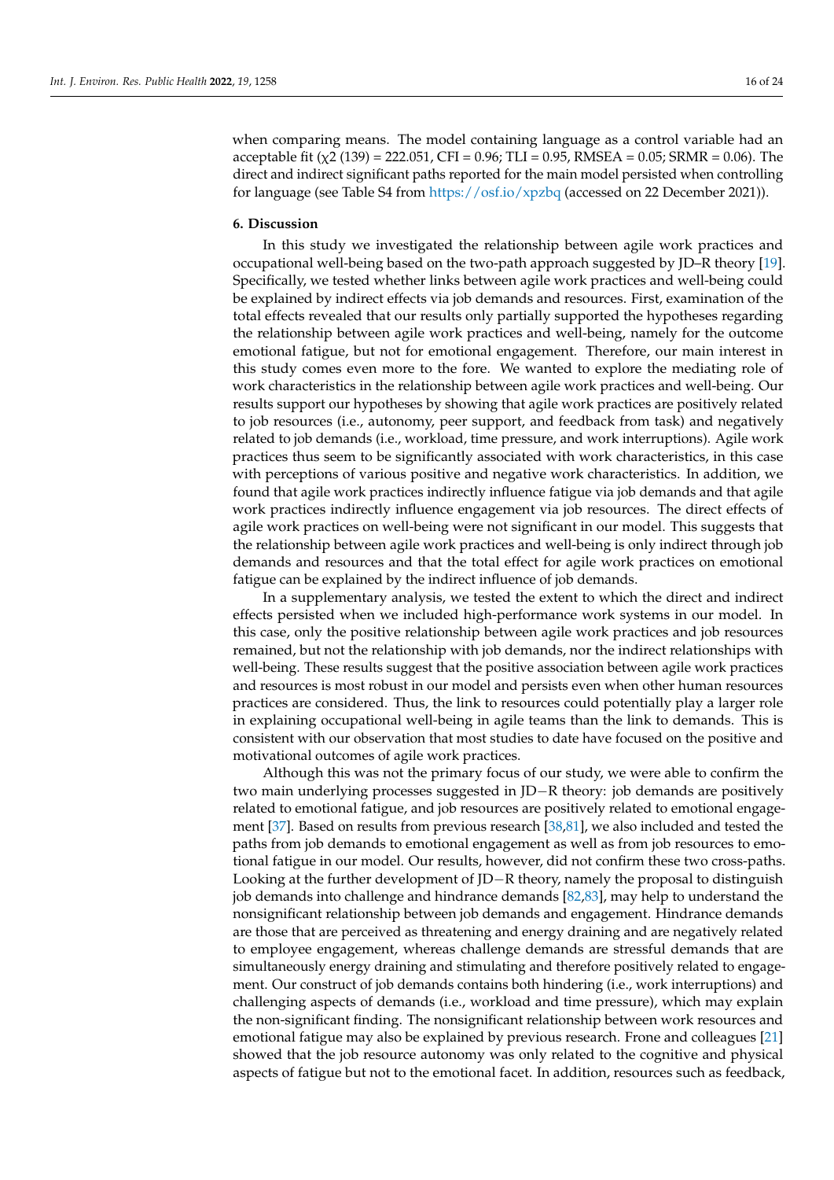when comparing means. The model containing language as a control variable had an acceptable fit ($\chi 2$ (139) = 222.051, CFI = 0.96; TLI = 0.95, RMSEA = 0.05; SRMR = 0.06). The direct and indirect significant paths reported for the main model persisted when controlling for language (see Table S4 from https://osf.io/xpzbq (accessed on 22 December 2021)).

## 6. Discussion

In this study we investigated the relationship between agile work practices and occupational well-being based on the two-path approach suggested by JD–R theory [19]. Specifically, we tested whether links between agile work practices and well-being could be explained by indirect effects via job demands and resources. First, examination of the total effects revealed that our results only partially supported the hypotheses regarding the relationship between agile work practices and well-being, namely for the outcome emotional fatigue, but not for emotional engagement. Therefore, our main interest in this study comes even more to the fore. We wanted to explore the mediating role of work characteristics in the relationship between agile work practices and well-being. Our results support our hypotheses by showing that agile work practices are positively related to job resources (i.e., autonomy, peer support, and feedback from task) and negatively related to job demands (i.e., workload, time pressure, and work interruptions). Agile work practices thus seem to be significantly associated with work characteristics, in this case with perceptions of various positive and negative work characteristics. In addition, we found that agile work practices indirectly influence fatigue via job demands and that agile work practices indirectly influence engagement via job resources. The direct effects of agile work practices on well-being were not significant in our model. This suggests that the relationship between agile work practices and well-being is only indirect through job demands and resources and that the total effect for agile work practices on emotional fatigue can be explained by the indirect influence of job demands.

In a supplementary analysis, we tested the extent to which the direct and indirect effects persisted when we included high-performance work systems in our model. In this case, only the positive relationship between agile work practices and job resources remained, but not the relationship with job demands, nor the indirect relationships with well-being. These results suggest that the positive association between agile work practices and resources is most robust in our model and persists even when other human resources practices are considered. Thus, the link to resources could potentially play a larger role in explaining occupational well-being in agile teams than the link to demands. This is consistent with our observation that most studies to date have focused on the positive and motivational outcomes of agile work practices.

Although this was not the primary focus of our study, we were able to confirm the two main underlying processes suggested in JD−R theory: job demands are positively related to emotional fatigue, and job resources are positively related to emotional engagement [37]. Based on results from previous research [38,81], we also included and tested the paths from job demands to emotional engagement as well as from job resources to emotional fatigue in our model. Our results, however, did not confirm these two cross-paths. Looking at the further development of JD−R theory, namely the proposal to distinguish job demands into challenge and hindrance demands [82,83], may help to understand the nonsignificant relationship between job demands and engagement. Hindrance demands are those that are perceived as threatening and energy draining and are negatively related to employee engagement, whereas challenge demands are stressful demands that are simultaneously energy draining and stimulating and therefore positively related to engagement. Our construct of job demands contains both hindering (i.e., work interruptions) and challenging aspects of demands (i.e., workload and time pressure), which may explain the non-significant finding. The nonsignificant relationship between work resources and emotional fatigue may also be explained by previous research. Frone and colleagues [21] showed that the job resource autonomy was only related to the cognitive and physical aspects of fatigue but not to the emotional facet. In addition, resources such as feedback,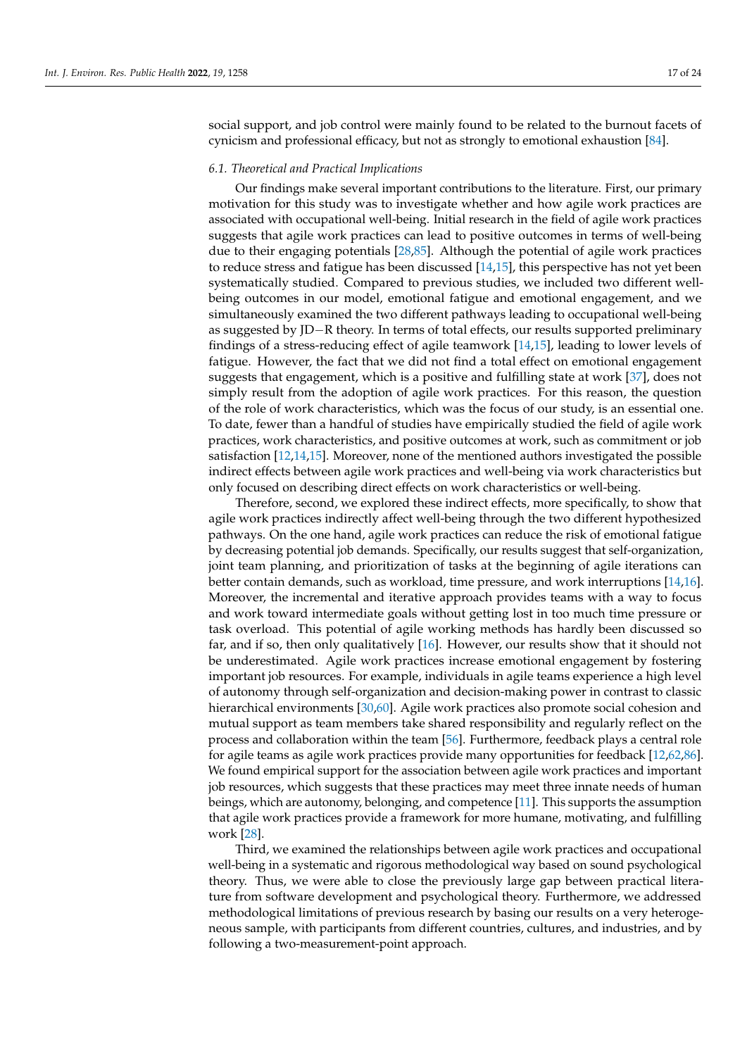social support, and job control were mainly found to be related to the burnout facets of cynicism and professional efficacy, but not as strongly to emotional exhaustion [84].

### 6.1. Theoretical and Practical Implications

Our findings make several important contributions to the literature. First, our primary motivation for this study was to investigate whether and how agile work practices are associated with occupational well-being. Initial research in the field of agile work practices suggests that agile work practices can lead to positive outcomes in terms of well-being due to their engaging potentials [28,85]. Although the potential of agile work practices to reduce stress and fatigue has been discussed [14,15], this perspective has not yet been systematically studied. Compared to previous studies, we included two different well-being outcomes in our model, emotional fatigue and emotional engagement, and we simultaneously examined the two different pathways leading to occupational well-being as suggested by JD−R theory. In terms of total effects, our results supported preliminary findings of a stress-reducing effect of agile teamwork [14,15], leading to lower levels of fatigue. However, the fact that we did not find a total effect on emotional engagement suggests that engagement, which is a positive and fulfilling state at work [37], does not simply result from the adoption of agile work practices. For this reason, the question of the role of work characteristics, which was the focus of our study, is an essential one. To date, fewer than a handful of studies have empirically studied the field of agile work practices, work characteristics, and positive outcomes at work, such as commitment or job satisfaction [12,14,15]. Moreover, none of the mentioned authors investigated the possible indirect effects between agile work practices and well-being via work characteristics but only focused on describing direct effects on work characteristics or well-being.

Therefore, second, we explored these indirect effects, more specifically, to show that agile work practices indirectly affect well-being through the two different hypothesized pathways. On the one hand, agile work practices can reduce the risk of emotional fatigue by decreasing potential job demands. Specifically, our results suggest that self-organization, joint team planning, and prioritization of tasks at the beginning of agile iterations can better contain demands, such as workload, time pressure, and work interruptions [14,16]. Moreover, the incremental and iterative approach provides teams with a way to focus and work toward intermediate goals without getting lost in too much time pressure or task overload. This potential of agile working methods has hardly been discussed so far, and if so, then only qualitatively [16]. However, our results show that it should not be underestimated. Agile work practices increase emotional engagement by fostering important job resources. For example, individuals in agile teams experience a high level of autonomy through self-organization and decision-making power in contrast to classic hierarchical environments [30,60]. Agile work practices also promote social cohesion and mutual support as team members take shared responsibility and regularly reflect on the process and collaboration within the team [56]. Furthermore, feedback plays a central role for agile teams as agile work practices provide many opportunities for feedback [12,62,86]. We found empirical support for the association between agile work practices and important job resources, which suggests that these practices may meet three innate needs of human beings, which are autonomy, belonging, and competence [11]. This supports the assumption that agile work practices provide a framework for more humane, motivating, and fulfilling work [28].

Third, we examined the relationships between agile work practices and occupational well-being in a systematic and rigorous methodological way based on sound psychological theory. Thus, we were able to close the previously large gap between practical literature from software development and psychological theory. Furthermore, we addressed methodological limitations of previous research by basing our results on a very heterogeneous sample, with participants from different countries, cultures, and industries, and by following a two-measurement-point approach.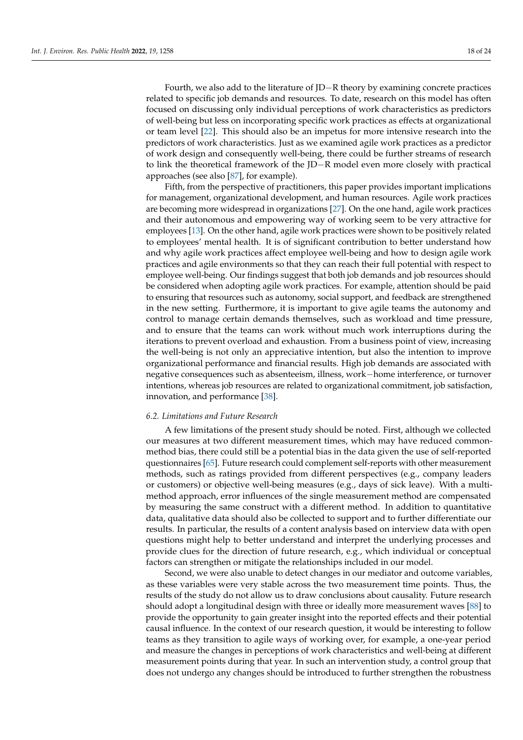Fourth, we also add to the literature of JD−R theory by examining concrete practices related to specific job demands and resources. To date, research on this model has often focused on discussing only individual perceptions of work characteristics as predictors of well-being but less on incorporating specific work practices as effects at organizational or team level [22]. This should also be an impetus for more intensive research into the predictors of work characteristics. Just as we examined agile work practices as a predictor of work design and consequently well-being, there could be further streams of research to link the theoretical framework of the JD−R model even more closely with practical approaches (see also [87], for example).

Fifth, from the perspective of practitioners, this paper provides important implications for management, organizational development, and human resources. Agile work practices are becoming more widespread in organizations [27]. On the one hand, agile work practices and their autonomous and empowering way of working seem to be very attractive for employees [13]. On the other hand, agile work practices were shown to be positively related to employees' mental health. It is of significant contribution to better understand how and why agile work practices affect employee well-being and how to design agile work practices and agile environments so that they can reach their full potential with respect to employee well-being. Our findings suggest that both job demands and job resources should be considered when adopting agile work practices. For example, attention should be paid to ensuring that resources such as autonomy, social support, and feedback are strengthened in the new setting. Furthermore, it is important to give agile teams the autonomy and control to manage certain demands themselves, such as workload and time pressure, and to ensure that the teams can work without much work interruptions during the iterations to prevent overload and exhaustion. From a business point of view, increasing the well-being is not only an appreciative intention, but also the intention to improve organizational performance and financial results. High job demands are associated with negative consequences such as absenteeism, illness, work−home interference, or turnover intentions, whereas job resources are related to organizational commitment, job satisfaction, innovation, and performance [38].

### *6.2. Limitations and Future Research*

A few limitations of the present study should be noted. First, although we collected our measures at two different measurement times, which may have reduced common-method bias, there could still be a potential bias in the data given the use of self-reported questionnaires [65]. Future research could complement self-reports with other measurement methods, such as ratings provided from different perspectives (e.g., company leaders or customers) or objective well-being measures (e.g., days of sick leave). With a multi-method approach, error influences of the single measurement method are compensated by measuring the same construct with a different method. In addition to quantitative data, qualitative data should also be collected to support and to further differentiate our results. In particular, the results of a content analysis based on interview data with open questions might help to better understand and interpret the underlying processes and provide clues for the direction of future research, e.g., which individual or conceptual factors can strengthen or mitigate the relationships included in our model.

Second, we were also unable to detect changes in our mediator and outcome variables, as these variables were very stable across the two measurement time points. Thus, the results of the study do not allow us to draw conclusions about causality. Future research should adopt a longitudinal design with three or ideally more measurement waves [88] to provide the opportunity to gain greater insight into the reported effects and their potential causal influence. In the context of our research question, it would be interesting to follow teams as they transition to agile ways of working over, for example, a one-year period and measure the changes in perceptions of work characteristics and well-being at different measurement points during that year. In such an intervention study, a control group that does not undergo any changes should be introduced to further strengthen the robustness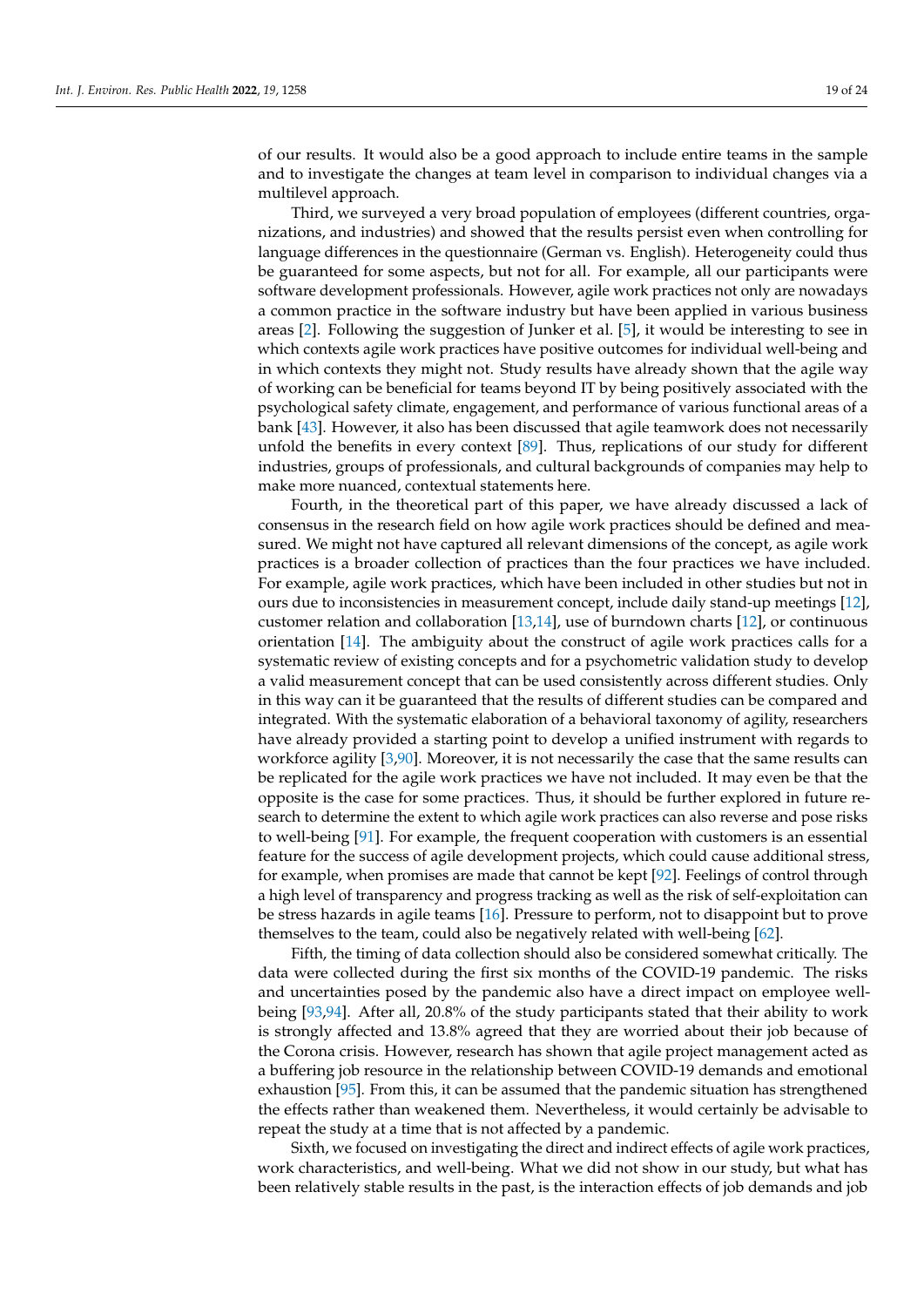of our results. It would also be a good approach to include entire teams in the sample and to investigate the changes at team level in comparison to individual changes via a multilevel approach.

Third, we surveyed a very broad population of employees (different countries, organizations, and industries) and showed that the results persist even when controlling for language differences in the questionnaire (German vs. English). Heterogeneity could thus be guaranteed for some aspects, but not for all. For example, all our participants were software development professionals. However, agile work practices not only are nowadays a common practice in the software industry but have been applied in various business areas [2]. Following the suggestion of Junker et al. [5], it would be interesting to see in which contexts agile work practices have positive outcomes for individual well-being and in which contexts they might not. Study results have already shown that the agile way of working can be beneficial for teams beyond IT by being positively associated with the psychological safety climate, engagement, and performance of various functional areas of a bank [43]. However, it also has been discussed that agile teamwork does not necessarily unfold the benefits in every context [89]. Thus, replications of our study for different industries, groups of professionals, and cultural backgrounds of companies may help to make more nuanced, contextual statements here.

Fourth, in the theoretical part of this paper, we have already discussed a lack of consensus in the research field on how agile work practices should be defined and measured. We might not have captured all relevant dimensions of the concept, as agile work practices is a broader collection of practices than the four practices we have included. For example, agile work practices, which have been included in other studies but not in ours due to inconsistencies in measurement concept, include daily stand-up meetings [12], customer relation and collaboration [13,14], use of burndown charts [12], or continuous orientation [14]. The ambiguity about the construct of agile work practices calls for a systematic review of existing concepts and for a psychometric validation study to develop a valid measurement concept that can be used consistently across different studies. Only in this way can it be guaranteed that the results of different studies can be compared and integrated. With the systematic elaboration of a behavioral taxonomy of agility, researchers have already provided a starting point to develop a unified instrument with regards to workforce agility [3,90]. Moreover, it is not necessarily the case that the same results can be replicated for the agile work practices we have not included. It may even be that the opposite is the case for some practices. Thus, it should be further explored in future research to determine the extent to which agile work practices can also reverse and pose risks to well-being [91]. For example, the frequent cooperation with customers is an essential feature for the success of agile development projects, which could cause additional stress, for example, when promises are made that cannot be kept [92]. Feelings of control through a high level of transparency and progress tracking as well as the risk of self-exploitation can be stress hazards in agile teams [16]. Pressure to perform, not to disappoint but to prove themselves to the team, could also be negatively related with well-being [62].

Fifth, the timing of data collection should also be considered somewhat critically. The data were collected during the first six months of the COVID-19 pandemic. The risks and uncertainties posed by the pandemic also have a direct impact on employee well-being [93,94]. After all, 20.8% of the study participants stated that their ability to work is strongly affected and 13.8% agreed that they are worried about their job because of the Corona crisis. However, research has shown that agile project management acted as a buffering job resource in the relationship between COVID-19 demands and emotional exhaustion [95]. From this, it can be assumed that the pandemic situation has strengthened the effects rather than weakened them. Nevertheless, it would certainly be advisable to repeat the study at a time that is not affected by a pandemic.

Sixth, we focused on investigating the direct and indirect effects of agile work practices, work characteristics, and well-being. What we did not show in our study, but what has been relatively stable results in the past, is the interaction effects of job demands and job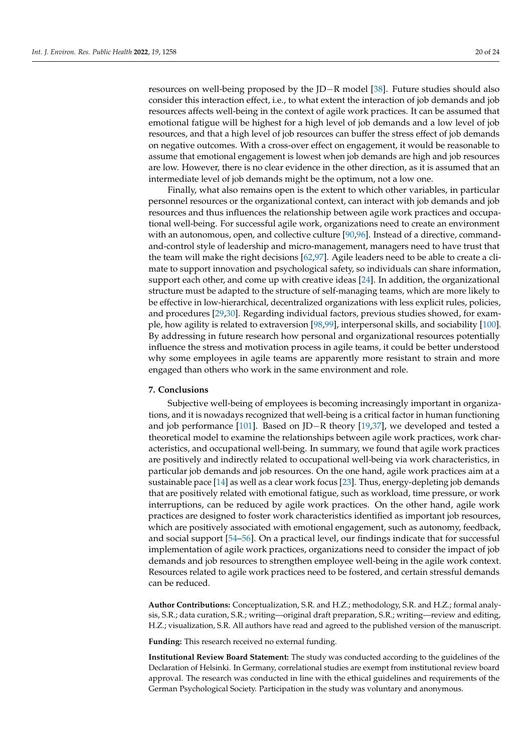resources on well-being proposed by the JD−R model [38]. Future studies should also consider this interaction effect, i.e., to what extent the interaction of job demands and job resources affects well-being in the context of agile work practices. It can be assumed that emotional fatigue will be highest for a high level of job demands and a low level of job resources, and that a high level of job resources can buffer the stress effect of job demands on negative outcomes. With a cross-over effect on engagement, it would be reasonable to assume that emotional engagement is lowest when job demands are high and job resources are low. However, there is no clear evidence in the other direction, as it is assumed that an intermediate level of job demands might be the optimum, not a low one.

Finally, what also remains open is the extent to which other variables, in particular personnel resources or the organizational context, can interact with job demands and job resources and thus influences the relationship between agile work practices and occupational well-being. For successful agile work, organizations need to create an environment with an autonomous, open, and collective culture [90,96]. Instead of a directive, command-and-control style of leadership and micro-management, managers need to have trust that the team will make the right decisions [62,97]. Agile leaders need to be able to create a climate to support innovation and psychological safety, so individuals can share information, support each other, and come up with creative ideas [24]. In addition, the organizational structure must be adapted to the structure of self-managing teams, which are more likely to be effective in low-hierarchical, decentralized organizations with less explicit rules, policies, and procedures [29,30]. Regarding individual factors, previous studies showed, for example, how agility is related to extraversion [98,99], interpersonal skills, and sociability [100]. By addressing in future research how personal and organizational resources potentially influence the stress and motivation process in agile teams, it could be better understood why some employees in agile teams are apparently more resistant to strain and more engaged than others who work in the same environment and role.

## 7. Conclusions

Subjective well-being of employees is becoming increasingly important in organizations, and it is nowadays recognized that well-being is a critical factor in human functioning and job performance [101]. Based on JD−R theory [19,37], we developed and tested a theoretical model to examine the relationships between agile work practices, work characteristics, and occupational well-being. In summary, we found that agile work practices are positively and indirectly related to occupational well-being via work characteristics, in particular job demands and job resources. On the one hand, agile work practices aim at a sustainable pace [14] as well as a clear work focus [23]. Thus, energy-depleting job demands that are positively related with emotional fatigue, such as workload, time pressure, or work interruptions, can be reduced by agile work practices. On the other hand, agile work practices are designed to foster work characteristics identified as important job resources, which are positively associated with emotional engagement, such as autonomy, feedback, and social support [54–56]. On a practical level, our findings indicate that for successful implementation of agile work practices, organizations need to consider the impact of job demands and job resources to strengthen employee well-being in the agile work context. Resources related to agile work practices need to be fostered, and certain stressful demands can be reduced.

**Author Contributions:** Conceptualization, S.R. and H.Z.; methodology, S.R. and H.Z.; formal analysis, S.R.; data curation, S.R.; writing—original draft preparation, S.R.; writing—review and editing, H.Z.; visualization, S.R. All authors have read and agreed to the published version of the manuscript.

**Funding:** This research received no external funding.

**Institutional Review Board Statement:** The study was conducted according to the guidelines of the Declaration of Helsinki. In Germany, correlational studies are exempt from institutional review board approval. The research was conducted in line with the ethical guidelines and requirements of the German Psychological Society. Participation in the study was voluntary and anonymous.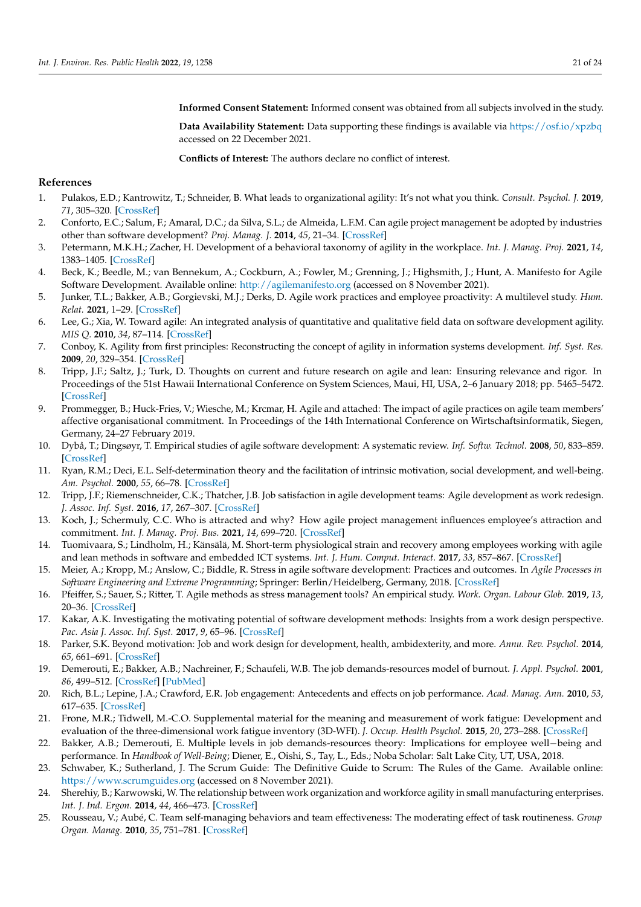**Informed Consent Statement:** Informed consent was obtained from all subjects involved in the study.

**Data Availability Statement:** Data supporting these findings is available via https://osf.io/xpzbq accessed on 22 December 2021.

**Conflicts of Interest:** The authors declare no conflict of interest.

## References

1. Pulakos, E.D.; Kantrowitz, T.; Schneider, B. What leads to organizational agility: It's not what you think. *Consult. Psychol. J.* **2019**, *71*, 305–320. [CrossRef]
2. Conforto, E.C.; Salum, F.; Amaral, D.C.; da Silva, S.L.; de Almeida, L.F.M. Can agile project management be adopted by industries other than software development? *Proj. Manag. J.* **2014**, *45*, 21–34. [CrossRef]
3. Petermann, M.K.H.; Zacher, H. Development of a behavioral taxonomy of agility in the workplace. *Int. J. Manag. Proj.* **2021**, *14*, 1383–1405. [CrossRef]
4. Beck, K.; Beedle, M.; van Bennekum, A.; Cockburn, A.; Fowler, M.; Grenning, J.; Highsmith, J.; Hunt, A. Manifesto for Agile Software Development. Available online: http://agilemanifesto.org (accessed on 8 November 2021).
5. Junker, T.L.; Bakker, A.B.; Gorgievski, M.J.; Derks, D. Agile work practices and employee proactivity: A multilevel study. *Hum. Relat.* **2021**, 1–29. [CrossRef]
6. Lee, G.; Xia, W. Toward agile: An integrated analysis of quantitative and qualitative field data on software development agility. *MIS Q.* **2010**, *34*, 87–114. [CrossRef]
7. Conboy, K. Agility from first principles: Reconstructing the concept of agility in information systems development. *Inf. Syst. Res.* **2009**, *20*, 329–354. [CrossRef]
8. Tripp, J.F.; Saltz, J.; Turk, D. Thoughts on current and future research on agile and lean: Ensuring relevance and rigor. In Proceedings of the 51st Hawaii International Conference on System Sciences, Maui, HI, USA, 2–6 January 2018; pp. 5465–5472. [CrossRef]
9. Prommegger, B.; Huck-Fries, V.; Wiesche, M.; Krcmar, H. Agile and attached: The impact of agile practices on agile team members' affective organisational commitment. In Proceedings of the 14th International Conference on Wirtschaftsinformatik, Siegen, Germany, 24–27 February 2019.
10. Dybå, T.; Dingsøyr, T. Empirical studies of agile software development: A systematic review. *Inf. Softw. Technol.* **2008**, *50*, 833–859. [CrossRef]
11. Ryan, R.M.; Deci, E.L. Self-determination theory and the facilitation of intrinsic motivation, social development, and well-being. *Am. Psychol.* **2000**, *55*, 66–78. [CrossRef]
12. Tripp, J.F.; Riemenschneider, C.K.; Thatcher, J.B. Job satisfaction in agile development teams: Agile development as work redesign. *J. Assoc. Inf. Syst.* **2016**, *17*, 267–307. [CrossRef]
13. Koch, J.; Schermuly, C.C. Who is attracted and why? How agile project management influences employee's attraction and commitment. *Int. J. Manag. Proj. Bus.* **2021**, *14*, 699–720. [CrossRef]
14. Tuomivaara, S.; Lindholm, H.; Känsälä, M. Short-term physiological strain and recovery among employees working with agile and lean methods in software and embedded ICT systems. *Int. J. Hum. Comput. Interact.* **2017**, *33*, 857–867. [CrossRef]
15. Meier, A.; Kropp, M.; Anslow, C.; Biddle, R. Stress in agile software development: Practices and outcomes. In *Agile Processes in Software Engineering and Extreme Programming*; Springer: Berlin/Heidelberg, Germany, 2018. [CrossRef]
16. Pfeiffer, S.; Sauer, S.; Ritter, T. Agile methods as stress management tools? An empirical study. *Work. Organ. Labour Glob.* **2019**, *13*, 20–36. [CrossRef]
17. Kakar, A.K. Investigating the motivating potential of software development methods: Insights from a work design perspective. *Pac. Asia J. Assoc. Inf. Syst.* **2017**, *9*, 65–96. [CrossRef]
18. Parker, S.K. Beyond motivation: Job and work design for development, health, ambidexterity, and more. *Annu. Rev. Psychol.* **2014**, *65*, 661–691. [CrossRef]
19. Demerouti, E.; Bakker, A.B.; Nachreiner, F.; Schaufeli, W.B. The job demands-resources model of burnout. *J. Appl. Psychol.* **2001**, *86*, 499–512. [CrossRef] [PubMed]
20. Rich, B.L.; Lepine, J.A.; Crawford, E.R. Job engagement: Antecedents and effects on job performance. *Acad. Manag. Ann.* **2010**, *53*, 617–635. [CrossRef]
21. Frone, M.R.; Tidwell, M.-C.O. Supplemental material for the meaning and measurement of work fatigue: Development and evaluation of the three-dimensional work fatigue inventory (3D-WFI). *J. Occup. Health Psychol.* **2015**, *20*, 273–288. [CrossRef]
22. Bakker, A.B.; Demerouti, E. Multiple levels in job demands-resources theory: Implications for employee well−being and performance. In *Handbook of Well-Being*; Diener, E., Oishi, S., Tay, L., Eds.; Noba Scholar: Salt Lake City, UT, USA, 2018.
23. Schwaber, K.; Sutherland, J. The Scrum Guide: The Definitive Guide to Scrum: The Rules of the Game. Available online: https://www.scrumguides.org (accessed on 8 November 2021).
24. Sherehiy, B.; Karwowski, W. The relationship between work organization and workforce agility in small manufacturing enterprises. *Int. J. Ind. Ergon.* **2014**, *44*, 466–473. [CrossRef]
25. Rousseau, V.; Aubé, C. Team self-managing behaviors and team effectiveness: The moderating effect of task routineness. *Group Organ. Manag.* **2010**, *35*, 751–781. [CrossRef]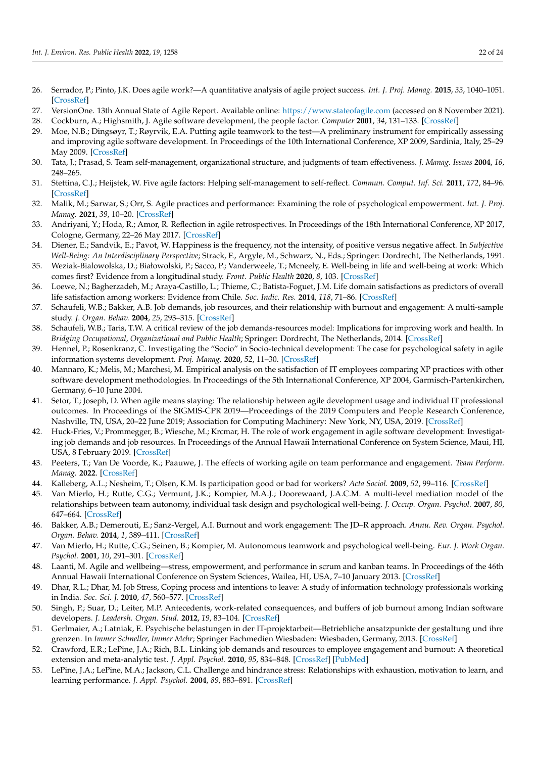26. Serrador, P.; Pinto, J.K. Does agile work?—A quantitative analysis of agile project success. *Int. J. Proj. Manag.* **2015**, *33*, 1040–1051. [CrossRef]
27. VersionOne. 13th Annual State of Agile Report. Available online: https://www.stateofagile.com (accessed on 8 November 2021).
28. Cockburn, A.; Highsmith, J. Agile software development, the people factor. *Computer* **2001**, *34*, 131–133. [CrossRef]
29. Moe, N.B.; Dingsøyr, T.; Røyrvik, E.A. Putting agile teamwork to the test—A preliminary instrument for empirically assessing and improving agile software development. In Proceedings of the 10th International Conference, XP 2009, Sardinia, Italy, 25–29 May 2009. [CrossRef]
30. Tata, J.; Prasad, S. Team self-management, organizational structure, and judgments of team effectiveness. *J. Manag. Issues* **2004**, *16*, 248–265.
31. Stettina, C.J.; Heijstek, W. Five agile factors: Helping self-management to self-reflect. *Commun. Comput. Inf. Sci.* **2011**, *172*, 84–96. [CrossRef]
32. Malik, M.; Sarwar, S.; Orr, S. Agile practices and performance: Examining the role of psychological empowerment. *Int. J. Proj. Manag.* **2021**, *39*, 10–20. [CrossRef]
33. Andriyani, Y.; Hoda, R.; Amor, R. Reflection in agile retrospectives. In Proceedings of the 18th International Conference, XP 2017, Cologne, Germany, 22–26 May 2017. [CrossRef]
34. Diener, E.; Sandvik, E.; Pavot, W. Happiness is the frequency, not the intensity, of positive versus negative affect. In *Subjective Well-Being: An Interdisciplinary Perspective*; Strack, F., Argyle, M., Schwarz, N., Eds.; Springer: Dordrecht, The Netherlands, 1991.
35. Weziak-Bialowolska, D.; Białowolski, P.; Sacco, P.; Vanderweele, T.; Mcneely, E. Well-being in life and well-being at work: Which comes first? Evidence from a longitudinal study. *Front. Public Health* **2020**, *8*, 103. [CrossRef]
36. Loewe, N.; Bagherzadeh, M.; Araya-Castillo, L.; Thieme, C.; Batista-Foguet, J.M. Life domain satisfactions as predictors of overall life satisfaction among workers: Evidence from Chile. *Soc. Indic. Res.* **2014**, *118*, 71–86. [CrossRef]
37. Schaufeli, W.B.; Bakker, A.B. Job demands, job resources, and their relationship with burnout and engagement: A multi-sample study. *J. Organ. Behav.* **2004**, *25*, 293–315. [CrossRef]
38. Schaufeli, W.B.; Taris, T.W. A critical review of the job demands-resources model: Implications for improving work and health. In *Bridging Occupational, Organizational and Public Health*; Springer: Dordrecht, The Netherlands, 2014. [CrossRef]
39. Hennel, P.; Rosenkranz, C. Investigating the "Socio" in Socio-technical development: The case for psychological safety in agile information systems development. *Proj. Manag.* **2020**, *52*, 11–30. [CrossRef]
40. Mannaro, K.; Melis, M.; Marchesi, M. Empirical analysis on the satisfaction of IT employees comparing XP practices with other software development methodologies. In Proceedings of the 5th International Conference, XP 2004, Garmisch-Partenkirchen, Germany, 6–10 June 2004.
41. Setor, T.; Joseph, D. When agile means staying: The relationship between agile development usage and individual IT professional outcomes. In Proceedings of the SIGMIS-CPR 2019—Proceedings of the 2019 Computers and People Research Conference, Nashville, TN, USA, 20–22 June 2019; Association for Computing Machinery: New York, NY, USA, 2019. [CrossRef]
42. Huck-Fries, V.; Prommegger, B.; Wiesche, M.; Krcmar, H. The role of work engagement in agile software development: Investigating job demands and job resources. In Proceedings of the Annual Hawaii International Conference on System Science, Maui, HI, USA, 8 February 2019. [CrossRef]
43. Peeters, T.; Van De Voorde, K.; Paauwe, J. The effects of working agile on team performance and engagement. *Team Perform. Manag.* **2022**. [CrossRef]
44. Kalleberg, A.L.; Nesheim, T.; Olsen, K.M. Is participation good or bad for workers? *Acta Sociol.* **2009**, *52*, 99–116. [CrossRef]
45. Van Mierlo, H.; Rutte, C.G.; Vermunt, J.K.; Kompier, M.A.J.; Doorewaard, J.A.C.M. A multi-level mediation model of the relationships between team autonomy, individual task design and psychological well-being. *J. Occup. Organ. Psychol.* **2007**, *80*, 647–664. [CrossRef]
46. Bakker, A.B.; Demerouti, E.; Sanz-Vergel, A.I. Burnout and work engagement: The JD–R approach. *Annu. Rev. Organ. Psychol. Organ. Behav.* **2014**, *1*, 389–411. [CrossRef]
47. Van Mierlo, H.; Rutte, C.G.; Seinen, B.; Kompier, M. Autonomous teamwork and psychological well-being. *Eur. J. Work Organ. Psychol.* **2001**, *10*, 291–301. [CrossRef]
48. Laanti, M. Agile and wellbeing—stress, empowerment, and performance in scrum and kanban teams. In Proceedings of the 46th Annual Hawaii International Conference on System Sciences, Wailea, HI, USA, 7–10 January 2013. [CrossRef]
49. Dhar, R.L.; Dhar, M. Job Stress, Coping process and intentions to leave: A study of information technology professionals working in India. *Soc. Sci. J.* **2010**, *47*, 560–577. [CrossRef]
50. Singh, P.; Suar, D.; Leiter, M.P. Antecedents, work-related consequences, and buffers of job burnout among Indian software developers. *J. Leadersh. Organ. Stud.* **2012**, *19*, 83–104. [CrossRef]
51. Gerlmaier, A.; Latniak, E. Psychische belastungen in der IT-projektarbeit—Betriebliche ansatzpunkte der gestaltung und ihre grenzen. In *Immer Schneller, Immer Mehr*; Springer Fachmedien Wiesbaden: Wiesbaden, Germany, 2013. [CrossRef]
52. Crawford, E.R.; LePine, J.A.; Rich, B.L. Linking job demands and resources to employee engagement and burnout: A theoretical extension and meta-analytic test. *J. Appl. Psychol.* **2010**, *95*, 834–848. [CrossRef] [PubMed]
53. LePine, J.A.; LePine, M.A.; Jackson, C.L. Challenge and hindrance stress: Relationships with exhaustion, motivation to learn, and learning performance. *J. Appl. Psychol.* **2004**, *89*, 883–891. [CrossRef]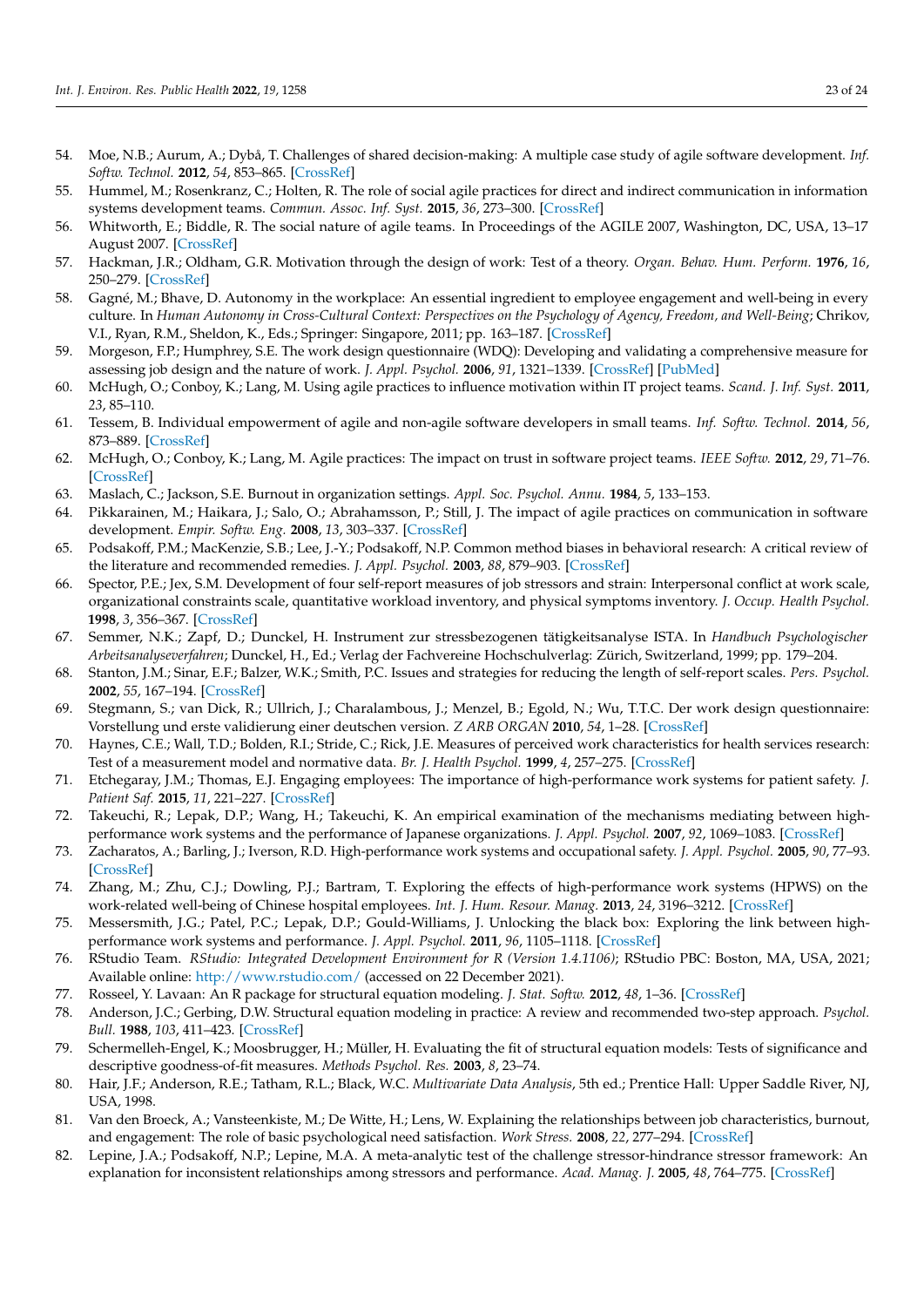54. Moe, N.B.; Aurum, A.; Dybå, T. Challenges of shared decision-making: A multiple case study of agile software development. *Inf. Softw. Technol.* **2012**, *54*, 853–865. [CrossRef]
55. Hummel, M.; Rosenkranz, C.; Holten, R. The role of social agile practices for direct and indirect communication in information systems development teams. *Commun. Assoc. Inf. Syst.* **2015**, *36*, 273–300. [CrossRef]
56. Whitworth, E.; Biddle, R. The social nature of agile teams. In Proceedings of the AGILE 2007, Washington, DC, USA, 13–17 August 2007. [CrossRef]
57. Hackman, J.R.; Oldham, G.R. Motivation through the design of work: Test of a theory. *Organ. Behav. Hum. Perform.* **1976**, *16*, 250–279. [CrossRef]
58. Gagné, M.; Bhave, D. Autonomy in the workplace: An essential ingredient to employee engagement and well-being in every culture. In *Human Autonomy in Cross-Cultural Context: Perspectives on the Psychology of Agency, Freedom, and Well-Being*; Chrikov, V.I., Ryan, R.M., Sheldon, K., Eds.; Springer: Singapore, 2011; pp. 163–187. [CrossRef]
59. Morgeson, F.P.; Humphrey, S.E. The work design questionnaire (WDQ): Developing and validating a comprehensive measure for assessing job design and the nature of work. *J. Appl. Psychol.* **2006**, *91*, 1321–1339. [CrossRef] [PubMed]
60. McHugh, O.; Conboy, K.; Lang, M. Using agile practices to influence motivation within IT project teams. *Scand. J. Inf. Syst.* **2011**, *23*, 85–110.
61. Tessem, B. Individual empowerment of agile and non-agile software developers in small teams. *Inf. Softw. Technol.* **2014**, *56*, 873–889. [CrossRef]
62. McHugh, O.; Conboy, K.; Lang, M. Agile practices: The impact on trust in software project teams. *IEEE Softw.* **2012**, *29*, 71–76. [CrossRef]
63. Maslach, C.; Jackson, S.E. Burnout in organization settings. *Appl. Soc. Psychol. Annu.* **1984**, *5*, 133–153.
64. Pikkarainen, M.; Haikara, J.; Salo, O.; Abrahamsson, P.; Still, J. The impact of agile practices on communication in software development. *Empir. Softw. Eng.* **2008**, *13*, 303–337. [CrossRef]
65. Podsakoff, P.M.; MacKenzie, S.B.; Lee, J.-Y.; Podsakoff, N.P. Common method biases in behavioral research: A critical review of the literature and recommended remedies. *J. Appl. Psychol.* **2003**, *88*, 879–903. [CrossRef]
66. Spector, P.E.; Jex, S.M. Development of four self-report measures of job stressors and strain: Interpersonal conflict at work scale, organizational constraints scale, quantitative workload inventory, and physical symptoms inventory. *J. Occup. Health Psychol.* **1998**, *3*, 356–367. [CrossRef]
67. Semmer, N.K.; Zapf, D.; Dunckel, H. Instrument zur stressbezogenen tätigkeitsanalyse ISTA. In *Handbuch Psychologischer Arbeitsanalyseverfahren*; Dunckel, H., Ed.; Verlag der Fachvereine Hochschulverlag: Zürich, Switzerland, 1999; pp. 179–204.
68. Stanton, J.M.; Sinar, E.F.; Balzer, W.K.; Smith, P.C. Issues and strategies for reducing the length of self-report scales. *Pers. Psychol.* **2002**, *55*, 167–194. [CrossRef]
69. Stegmann, S.; van Dick, R.; Ullrich, J.; Charalambous, J.; Menzel, B.; Egold, N.; Wu, T.T.C. Der work design questionnaire: Vorstellung und erste validierung einer deutschen version. *Z ARB ORGAN* **2010**, *54*, 1–28. [CrossRef]
70. Haynes, C.E.; Wall, T.D.; Bolden, R.I.; Stride, C.; Rick, J.E. Measures of perceived work characteristics for health services research: Test of a measurement model and normative data. *Br. J. Health Psychol.* **1999**, *4*, 257–275. [CrossRef]
71. Etchegaray, J.M.; Thomas, E.J. Engaging employees: The importance of high-performance work systems for patient safety. *J. Patient Saf.* **2015**, *11*, 221–227. [CrossRef]
72. Takeuchi, R.; Lepak, D.P.; Wang, H.; Takeuchi, K. An empirical examination of the mechanisms mediating between high-performance work systems and the performance of Japanese organizations. *J. Appl. Psychol.* **2007**, *92*, 1069–1083. [CrossRef]
73. Zacharatos, A.; Barling, J.; Iverson, R.D. High-performance work systems and occupational safety. *J. Appl. Psychol.* **2005**, *90*, 77–93. [CrossRef]
74. Zhang, M.; Zhu, C.J.; Dowling, P.J.; Bartram, T. Exploring the effects of high-performance work systems (HPWS) on the work-related well-being of Chinese hospital employees. *Int. J. Hum. Resour. Manag.* **2013**, *24*, 3196–3212. [CrossRef]
75. Messersmith, J.G.; Patel, P.C.; Lepak, D.P.; Gould-Williams, J. Unlocking the black box: Exploring the link between high-performance work systems and performance. *J. Appl. Psychol.* **2011**, *96*, 1105–1118. [CrossRef]
76. RStudio Team. *RStudio: Integrated Development Environment for R (Version 1.4.1106)*; RStudio PBC: Boston, MA, USA, 2021; Available online: http://www.rstudio.com/ (accessed on 22 December 2021).
77. Rosseel, Y. Lavaan: An R package for structural equation modeling. *J. Stat. Softw.* **2012**, *48*, 1–36. [CrossRef]
78. Anderson, J.C.; Gerbing, D.W. Structural equation modeling in practice: A review and recommended two-step approach. *Psychol. Bull.* **1988**, *103*, 411–423. [CrossRef]
79. Schermelleh-Engel, K.; Moosbrugger, H.; Müller, H. Evaluating the fit of structural equation models: Tests of significance and descriptive goodness-of-fit measures. *Methods Psychol. Res.* **2003**, *8*, 23–74.
80. Hair, J.F.; Anderson, R.E.; Tatham, R.L.; Black, W.C. *Multivariate Data Analysis*, 5th ed.; Prentice Hall: Upper Saddle River, NJ, USA, 1998.
81. Van den Broeck, A.; Vansteenkiste, M.; De Witte, H.; Lens, W. Explaining the relationships between job characteristics, burnout, and engagement: The role of basic psychological need satisfaction. *Work Stress.* **2008**, *22*, 277–294. [CrossRef]
82. Lepine, J.A.; Podsakoff, N.P.; Lepine, M.A. A meta-analytic test of the challenge stressor-hindrance stressor framework: An explanation for inconsistent relationships among stressors and performance. *Acad. Manag. J.* **2005**, *48*, 764–775. [CrossRef]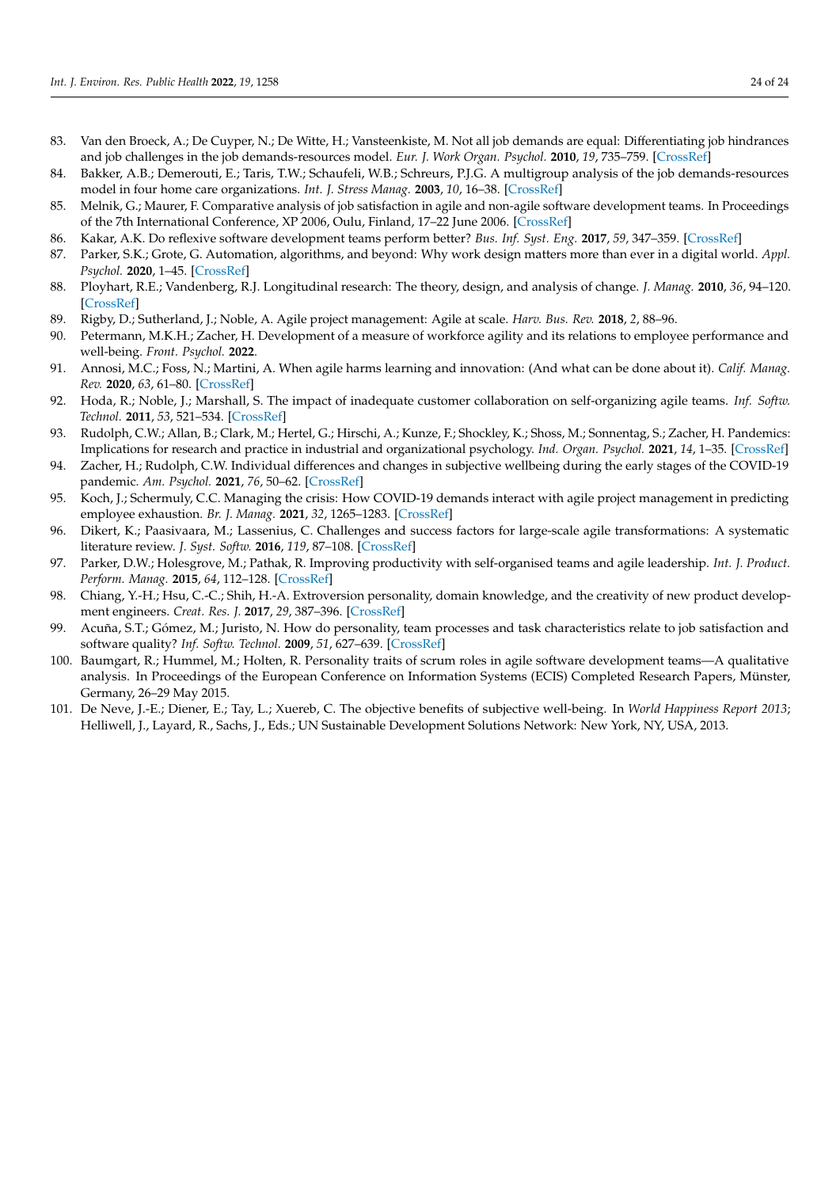83. Van den Broeck, A.; De Cuyper, N.; De Witte, H.; Vansteenkiste, M. Not all job demands are equal: Differentiating job hindrances and job challenges in the job demands-resources model. *Eur. J. Work Organ. Psychol.* **2010**, *19*, 735–759. [CrossRef]
84. Bakker, A.B.; Demerouti, E.; Taris, T.W.; Schaufeli, W.B.; Schreurs, P.J.G. A multigroup analysis of the job demands-resources model in four home care organizations. *Int. J. Stress Manag.* **2003**, *10*, 16–38. [CrossRef]
85. Melnik, G.; Maurer, F. Comparative analysis of job satisfaction in agile and non-agile software development teams. In Proceedings of the 7th International Conference, XP 2006, Oulu, Finland, 17–22 June 2006. [CrossRef]
86. Kakar, A.K. Do reflexive software development teams perform better? *Bus. Inf. Syst. Eng.* **2017**, *59*, 347–359. [CrossRef]
87. Parker, S.K.; Grote, G. Automation, algorithms, and beyond: Why work design matters more than ever in a digital world. *Appl. Psychol.* **2020**, 1–45. [CrossRef]
88. Ployhart, R.E.; Vandenberg, R.J. Longitudinal research: The theory, design, and analysis of change. *J. Manag.* **2010**, *36*, 94–120. [CrossRef]
89. Rigby, D.; Sutherland, J.; Noble, A. Agile project management: Agile at scale. *Harv. Bus. Rev.* **2018**, *2*, 88–96.
90. Petermann, M.K.H.; Zacher, H. Development of a measure of workforce agility and its relations to employee performance and well-being. *Front. Psychol.* **2022**.
91. Annosi, M.C.; Foss, N.; Martini, A. When agile harms learning and innovation: (And what can be done about it). *Calif. Manag. Rev.* **2020**, *63*, 61–80. [CrossRef]
92. Hoda, R.; Noble, J.; Marshall, S. The impact of inadequate customer collaboration on self-organizing agile teams. *Inf. Softw. Technol.* **2011**, *53*, 521–534. [CrossRef]
93. Rudolph, C.W.; Allan, B.; Clark, M.; Hertel, G.; Hirschi, A.; Kunze, F.; Shockley, K.; Shoss, M.; Sonnentag, S.; Zacher, H. Pandemics: Implications for research and practice in industrial and organizational psychology. *Ind. Organ. Psychol.* **2021**, *14*, 1–35. [CrossRef]
94. Zacher, H.; Rudolph, C.W. Individual differences and changes in subjective wellbeing during the early stages of the COVID-19 pandemic. *Am. Psychol.* **2021**, *76*, 50–62. [CrossRef]
95. Koch, J.; Schermuly, C.C. Managing the crisis: How COVID-19 demands interact with agile project management in predicting employee exhaustion. *Br. J. Manag.* **2021**, *32*, 1265–1283. [CrossRef]
96. Dikert, K.; Paasivaara, M.; Lassenius, C. Challenges and success factors for large-scale agile transformations: A systematic literature review. *J. Syst. Softw.* **2016**, *119*, 87–108. [CrossRef]
97. Parker, D.W.; Holesgrove, M.; Pathak, R. Improving productivity with self-organised teams and agile leadership. *Int. J. Product. Perform. Manag.* **2015**, *64*, 112–128. [CrossRef]
98. Chiang, Y.-H.; Hsu, C.-C.; Shih, H.-A. Extroversion personality, domain knowledge, and the creativity of new product development engineers. *Creat. Res. J.* **2017**, *29*, 387–396. [CrossRef]
99. Acuña, S.T.; Gómez, M.; Juristo, N. How do personality, team processes and task characteristics relate to job satisfaction and software quality? *Inf. Softw. Technol.* **2009**, *51*, 627–639. [CrossRef]
100. Baumgart, R.; Hummel, M.; Holten, R. Personality traits of scrum roles in agile software development teams—A qualitative analysis. In Proceedings of the European Conference on Information Systems (ECIS) Completed Research Papers, Münster, Germany, 26–29 May 2015.
101. De Neve, J.-E.; Diener, E.; Tay, L.; Xuereb, C. The objective benefits of subjective well-being. In *World Happiness Report 2013*; Helliwell, J., Layard, R., Sachs, J., Eds.; UN Sustainable Development Solutions Network: New York, NY, USA, 2013.